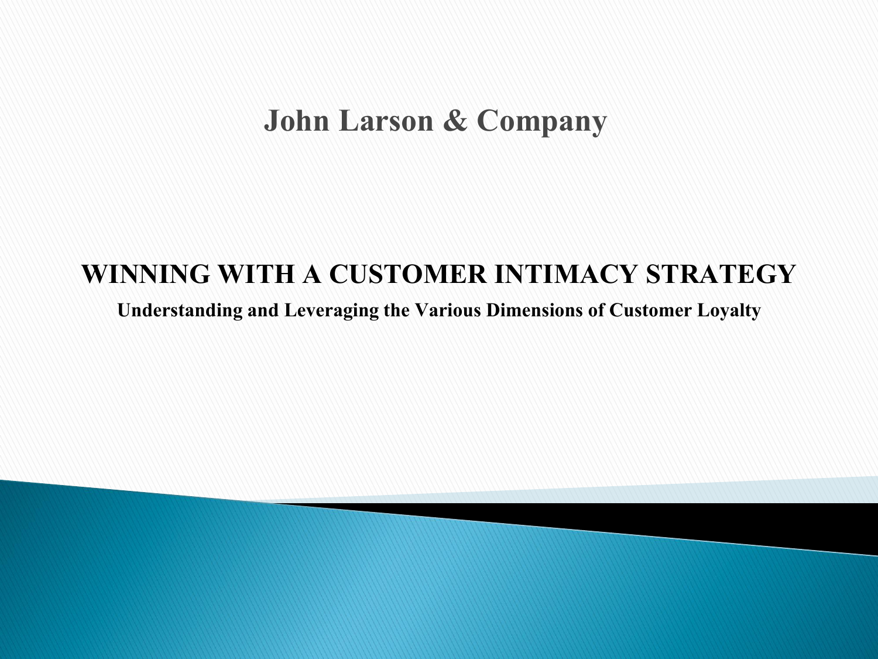# John Larson & Company

## WINNING WITH A CUSTOMER INTIMACY STRATEGY

**Understanding and Leveraging the Various Dimensions of Customer Loyalty**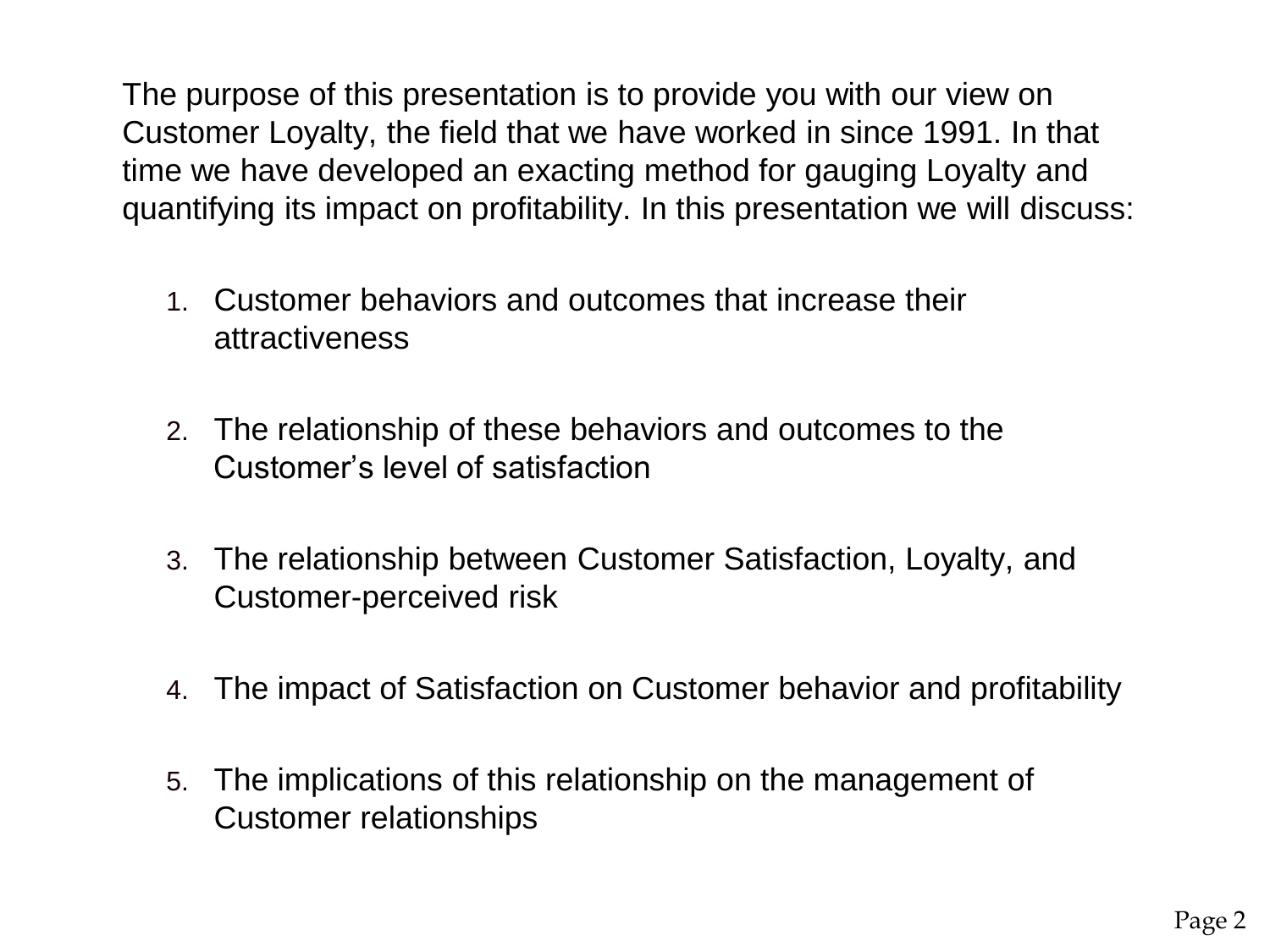The purpose of this presentation is to provide you with our view on Customer Loyalty, the field that we have worked in since 1991. In that time we have developed an exacting method for gauging Loyalty and quantifying its impact on profitability. In this presentation we will discuss:

1. Customer behaviors and outcomes that increase their attractiveness

2. The relationship of these behaviors and outcomes to the Customer’s level of satisfaction

3. The relationship between Customer Satisfaction, Loyalty, and Customer-perceived risk

4. The impact of Satisfaction on Customer behavior and profitability

5. The implications of this relationship on the management of Customer relationships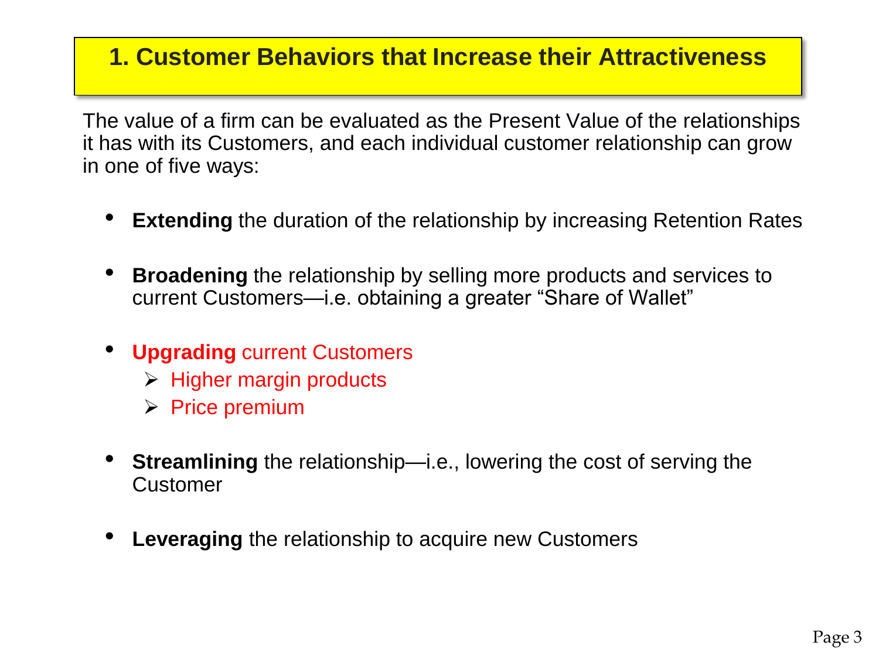# 1. Customer Behaviors that Increase their Attractiveness

The value of a firm can be evaluated as the Present Value of the relationships it has with its Customers, and each individual customer relationship can grow in one of five ways:

- **Extending** the duration of the relationship by increasing Retention Rates
- **Broadening** the relationship by selling more products and services to current Customers—i.e. obtaining a greater “Share of Wallet”
- **Upgrading** current Customers
  - Higher margin products
  - Price premium
- **Streamlining** the relationship—i.e., lowering the cost of serving the Customer
- **Leveraging** the relationship to acquire new Customers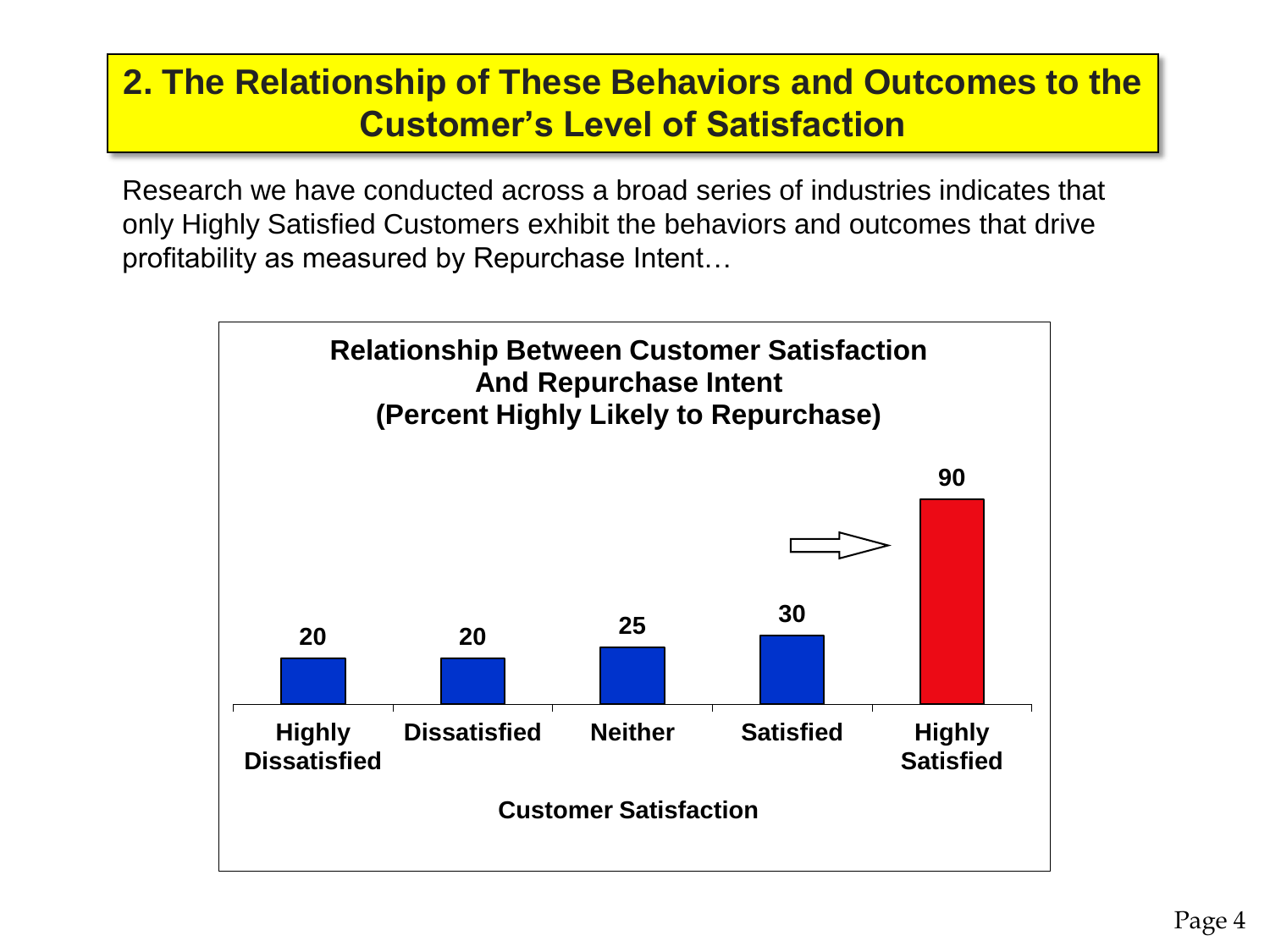## 2. The Relationship of These Behaviors and Outcomes to the Customer's Level of Satisfaction

Research we have conducted across a broad series of industries indicates that only Highly Satisfied Customers exhibit the behaviors and outcomes that drive profitability as measured by Repurchase Intent…

**Relationship Between Customer Satisfaction And Repurchase Intent (Percent Highly Likely to Repurchase)**

| Customer Satisfaction | Percent Highly Likely to Repurchase |
| --- | --- |
| Highly Dissatisfied | 20 |
| Dissatisfied | 20 |
| Neither | 25 |
| Satisfied | 30 |
| Highly Satisfied | 90 |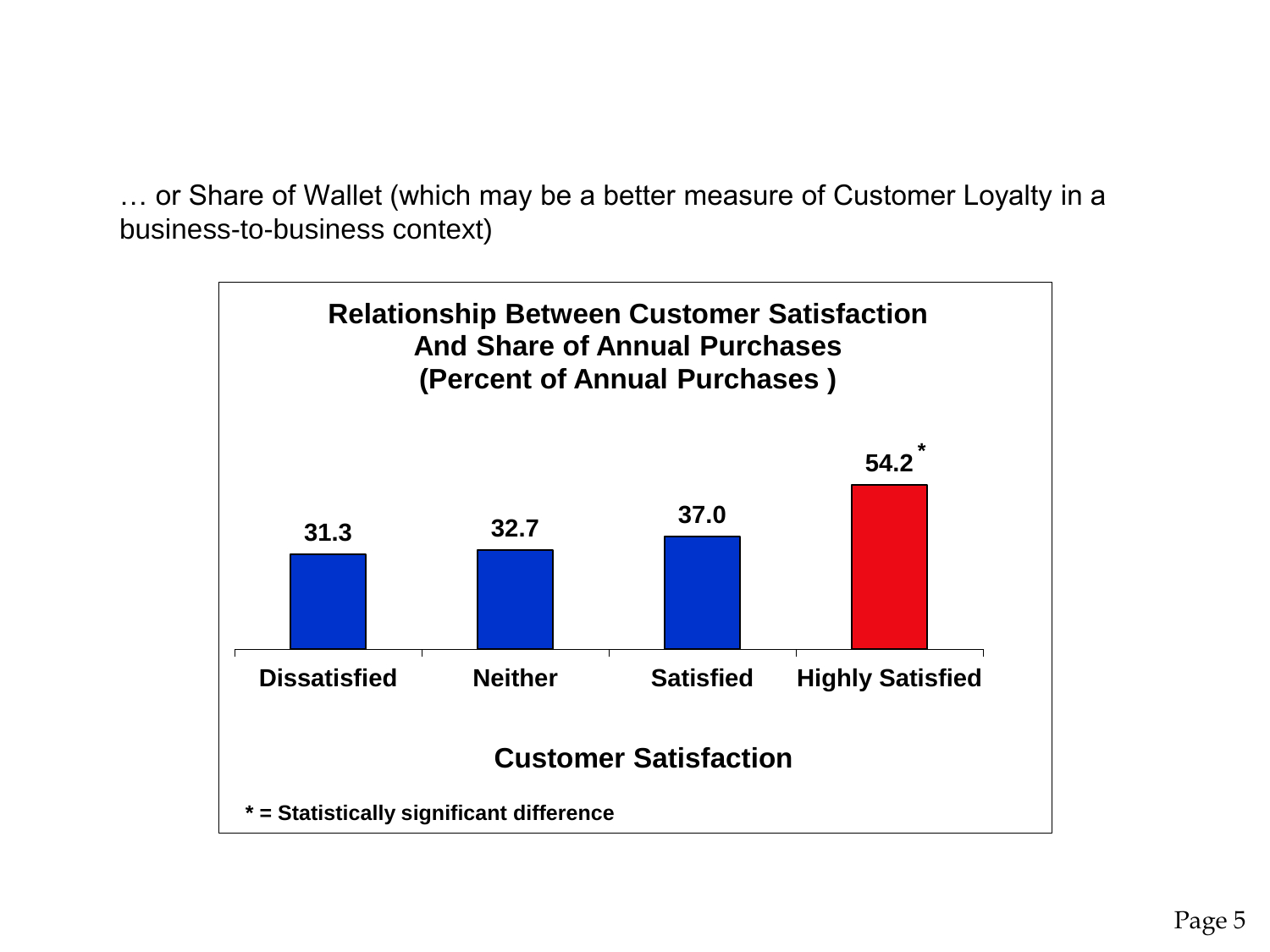… or Share of Wallet (which may be a better measure of Customer Loyalty in a business-to-business context)

**Relationship Between Customer Satisfaction And Share of Annual Purchases (Percent of Annual Purchases )**

| Customer Satisfaction | Percent of Annual Purchases |
| --- | --- |
| Dissatisfied | 31.3 |
| Neither | 32.7 |
| Satisfied | 37.0 |
| Highly Satisfied | 54.2 * |

**Customer Satisfaction**

**\* = Statistically significant difference**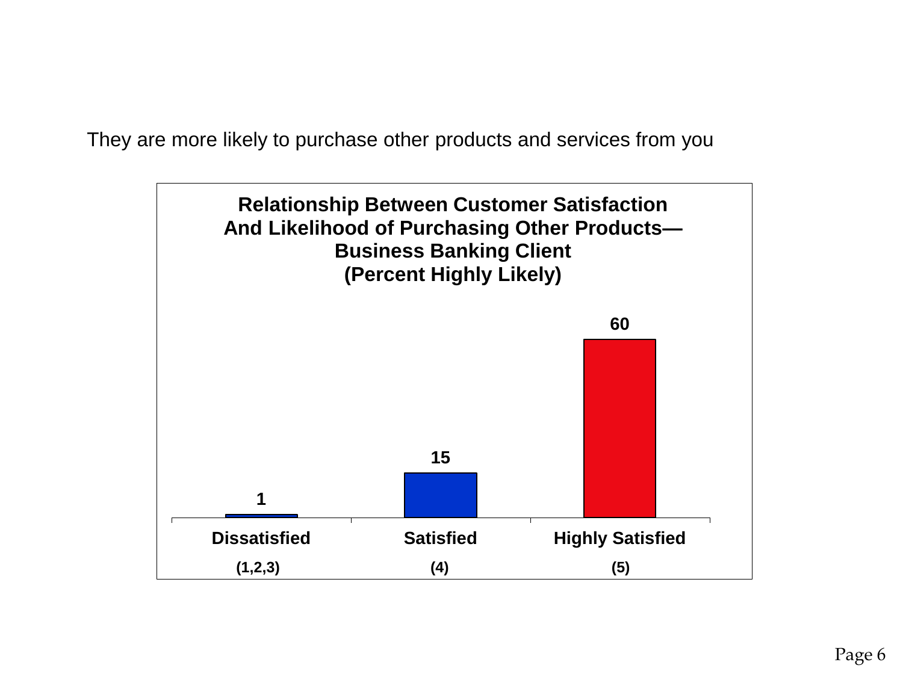They are more likely to purchase other products and services from you

**Relationship Between Customer Satisfaction And Likelihood of Purchasing Other Products— Business Banking Client (Percent Highly Likely)**

| Dissatisfied (1,2,3) | Satisfied (4) | Highly Satisfied (5) |
|---|---|---|
| 1 | 15 | 60 |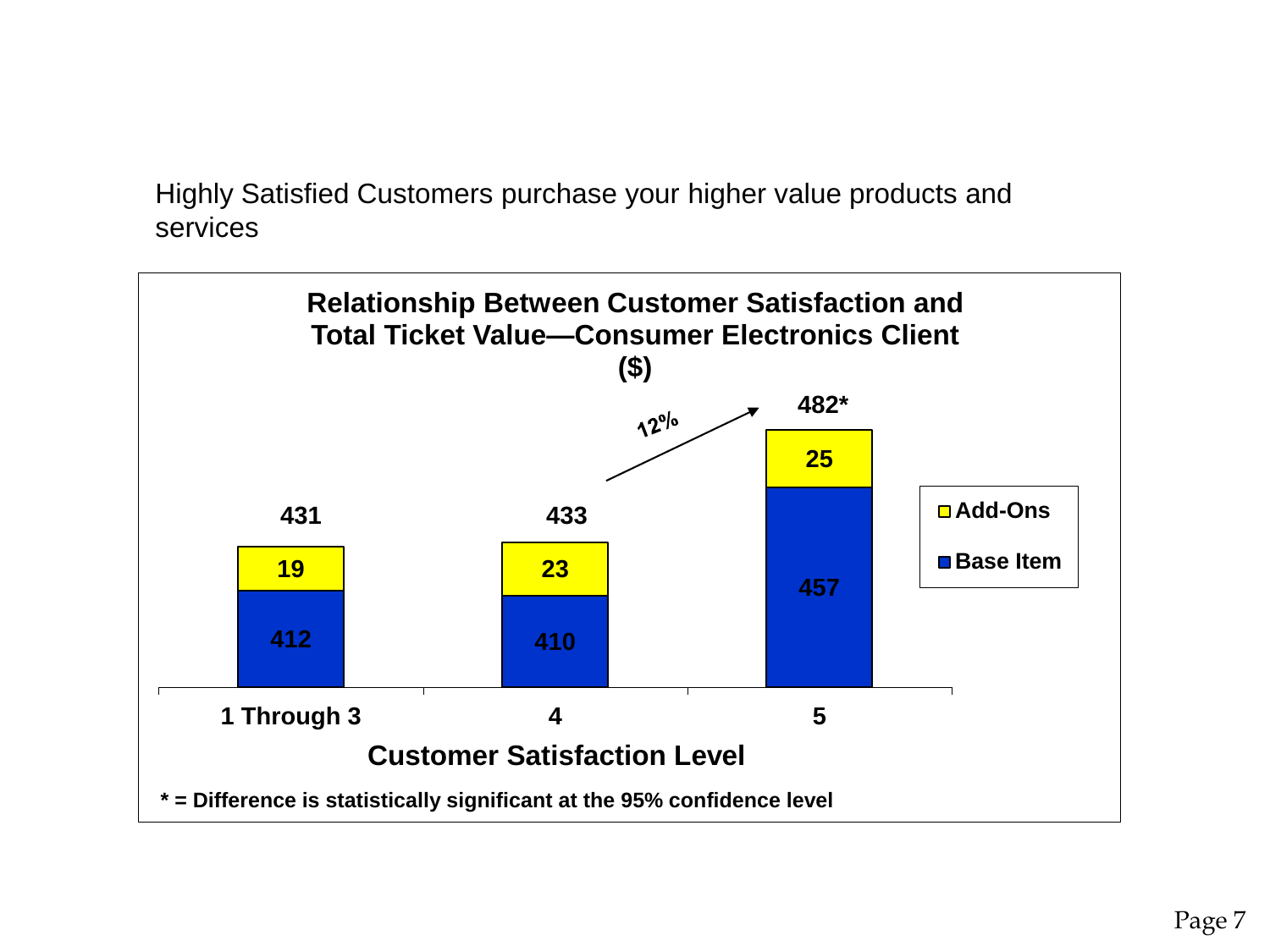Highly Satisfied Customers purchase your higher value products and services

**Relationship Between Customer Satisfaction and Total Ticket Value—Consumer Electronics Client ($)**

| Customer Satisfaction Level | Base Item | Add-Ons | Total |
|---|---|---|---|
| 1 Through 3 | 412 | 19 | 431 |
| 4 | 410 | 23 | 433 |
| 5 | 457 | 25 | 482* |

12% (increase from level 4 to level 5)

* = Difference is statistically significant at the 95% confidence level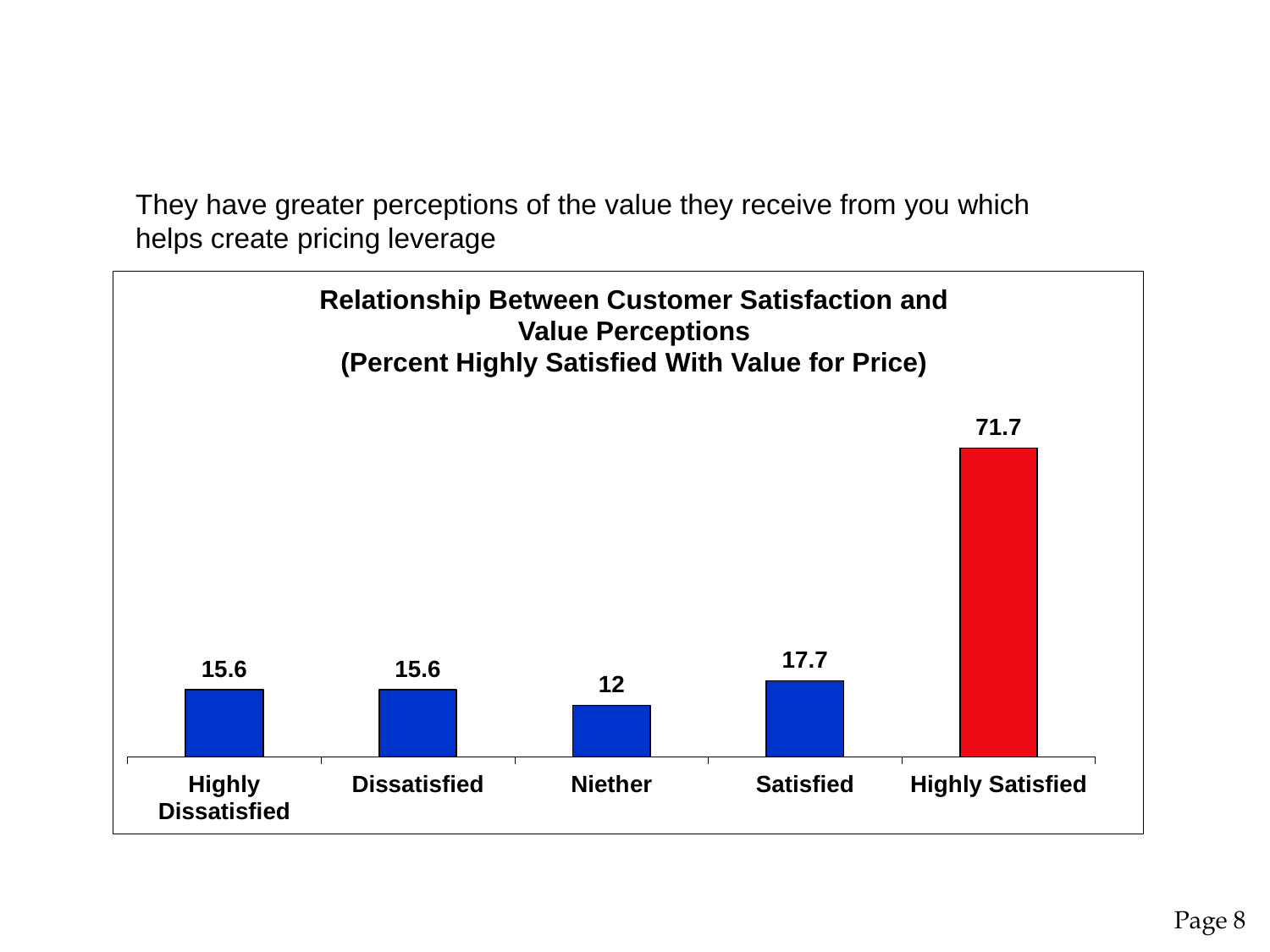They have greater perceptions of the value they receive from you which helps create pricing leverage

**Relationship Between Customer Satisfaction and Value Perceptions (Percent Highly Satisfied With Value for Price)**

| Highly Dissatisfied | Dissatisfied | Niether | Satisfied | Highly Satisfied |
|---|---|---|---|---|
| 15.6 | 15.6 | 12 | 17.7 | 71.7 |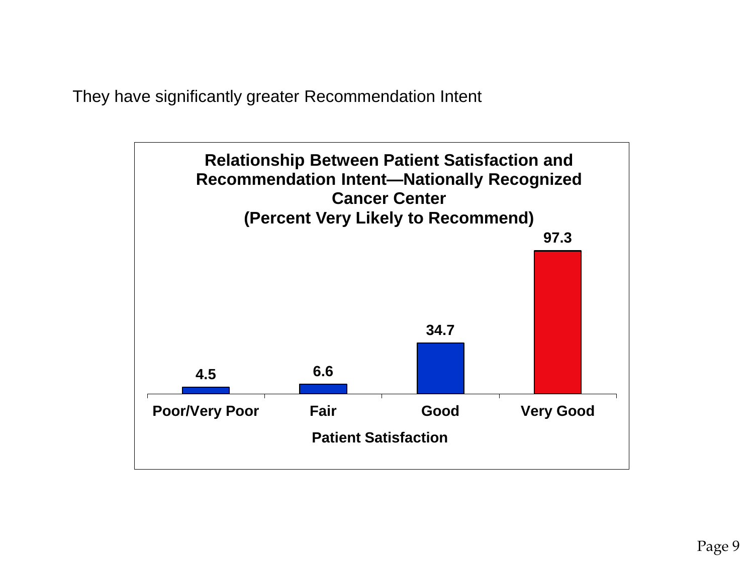They have significantly greater Recommendation Intent

**Relationship Between Patient Satisfaction and Recommendation Intent—Nationally Recognized Cancer Center (Percent Very Likely to Recommend)**

| Patient Satisfaction | Percent Very Likely to Recommend |
|---|---|
| Poor/Very Poor | 4.5 |
| Fair | 6.6 |
| Good | 34.7 |
| Very Good | 97.3 |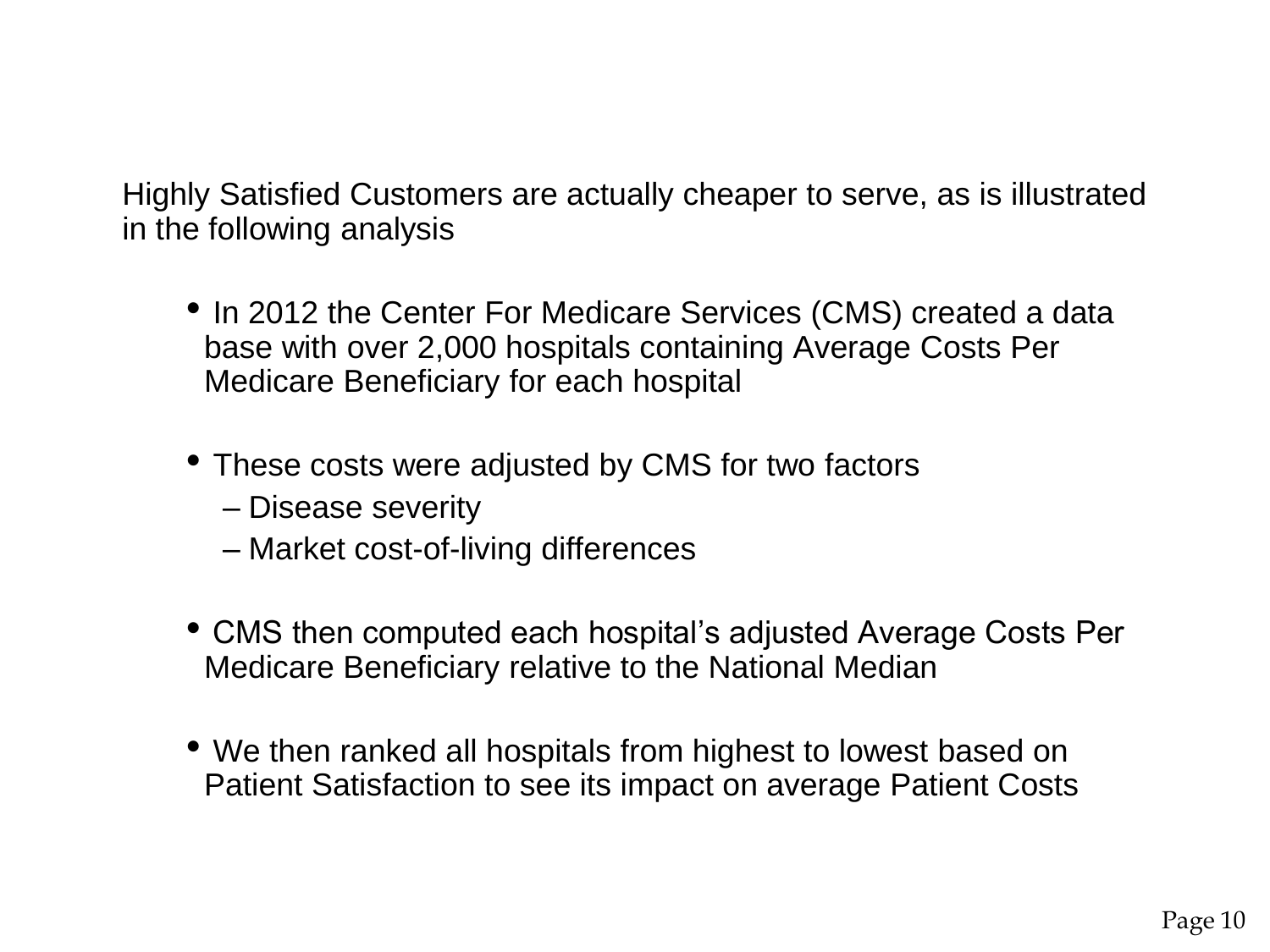Highly Satisfied Customers are actually cheaper to serve, as is illustrated in the following analysis

- In 2012 the Center For Medicare Services (CMS) created a data base with over 2,000 hospitals containing Average Costs Per Medicare Beneficiary for each hospital

- These costs were adjusted by CMS for two factors
  - Disease severity
  - Market cost-of-living differences

- CMS then computed each hospital's adjusted Average Costs Per Medicare Beneficiary relative to the National Median

- We then ranked all hospitals from highest to lowest based on Patient Satisfaction to see its impact on average Patient Costs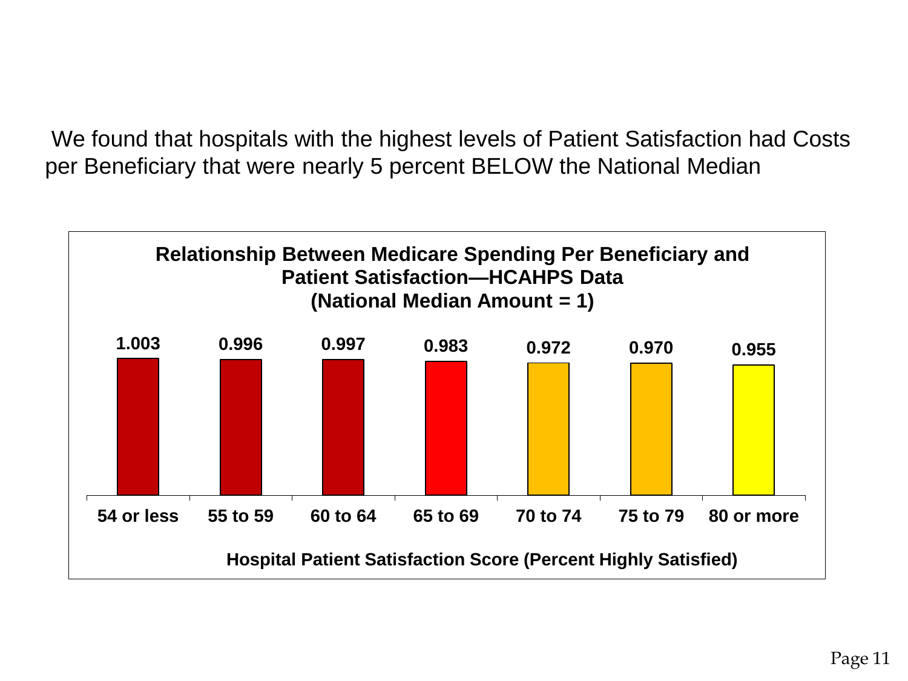We found that hospitals with the highest levels of Patient Satisfaction had Costs per Beneficiary that were nearly 5 percent BELOW the National Median

**Relationship Between Medicare Spending Per Beneficiary and Patient Satisfaction—HCAHPS Data (National Median Amount = 1)**

| Hospital Patient Satisfaction Score (Percent Highly Satisfied) | Medicare Spending Per Beneficiary |
|---|---|
| 54 or less | 1.003 |
| 55 to 59 | 0.996 |
| 60 to 64 | 0.997 |
| 65 to 69 | 0.983 |
| 70 to 74 | 0.972 |
| 75 to 79 | 0.970 |
| 80 or more | 0.955 |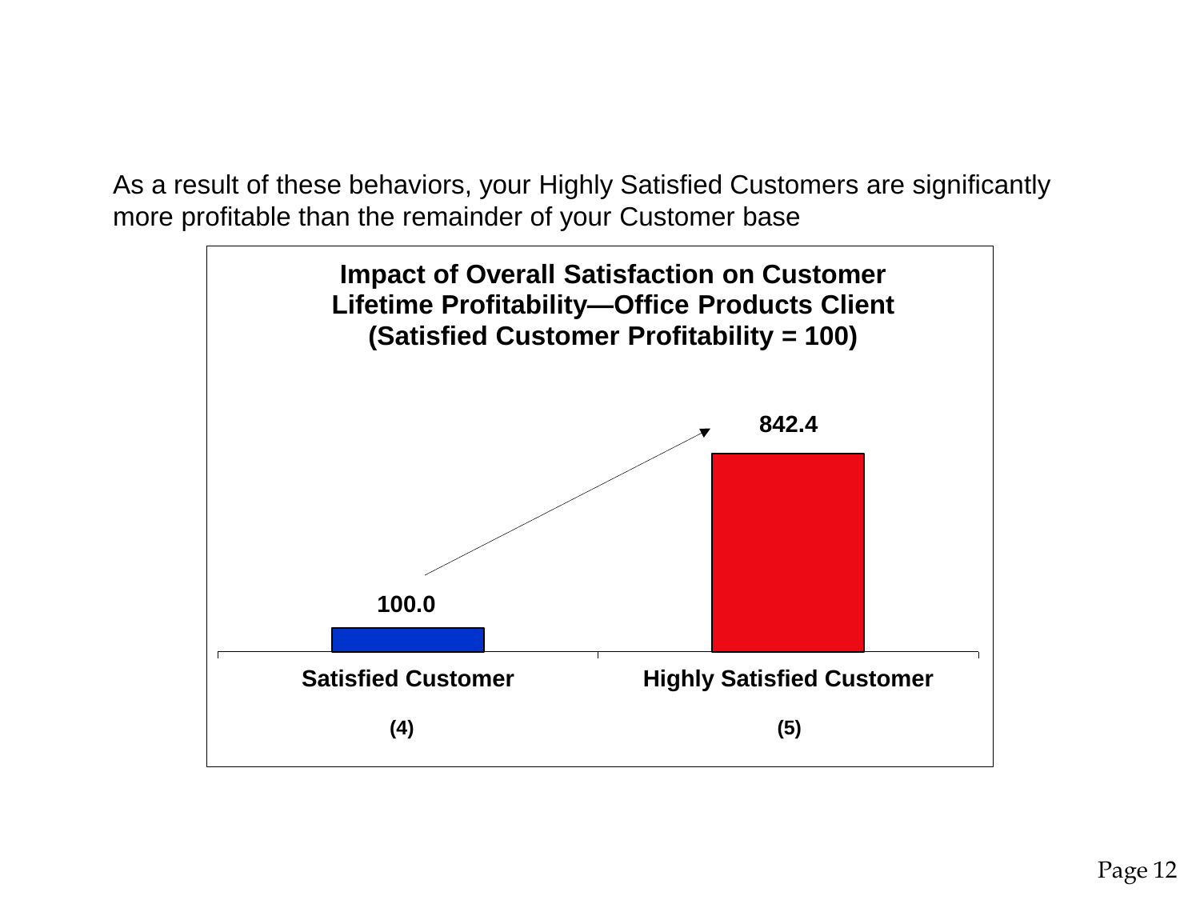As a result of these behaviors, your Highly Satisfied Customers are significantly more profitable than the remainder of your Customer base

**Impact of Overall Satisfaction on Customer Lifetime Profitability—Office Products Client (Satisfied Customer Profitability = 100)**

| Customer | Profitability |
|---|---|
| Satisfied Customer (4) | 100.0 |
| Highly Satisfied Customer (5) | 842.4 |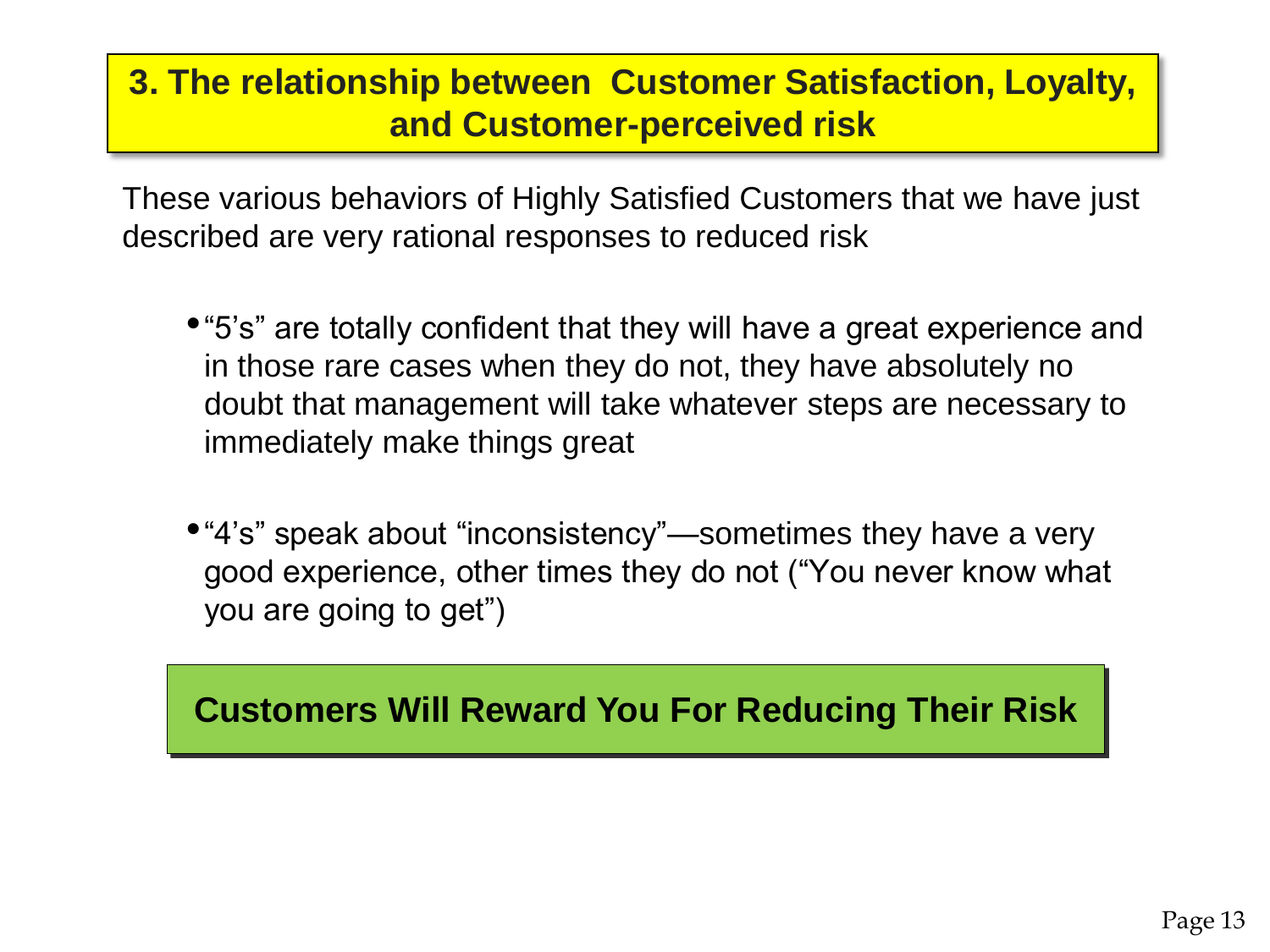## 3. The relationship between Customer Satisfaction, Loyalty, and Customer-perceived risk

These various behaviors of Highly Satisfied Customers that we have just described are very rational responses to reduced risk

- "5's" are totally confident that they will have a great experience and in those rare cases when they do not, they have absolutely no doubt that management will take whatever steps are necessary to immediately make things great

- "4's" speak about "inconsistency"—sometimes they have a very good experience, other times they do not ("You never know what you are going to get")

**Customers Will Reward You For Reducing Their Risk**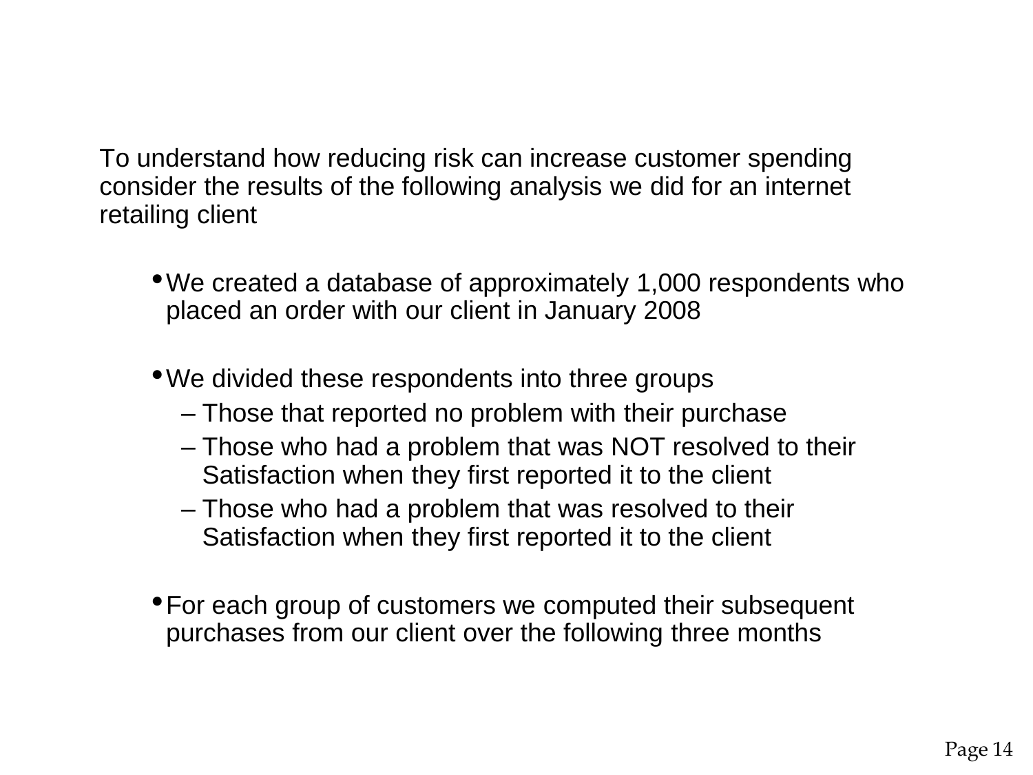To understand how reducing risk can increase customer spending consider the results of the following analysis we did for an internet retailing client

- We created a database of approximately 1,000 respondents who placed an order with our client in January 2008

- We divided these respondents into three groups
  - Those that reported no problem with their purchase
  - Those who had a problem that was NOT resolved to their Satisfaction when they first reported it to the client
  - Those who had a problem that was resolved to their Satisfaction when they first reported it to the client

- For each group of customers we computed their subsequent purchases from our client over the following three months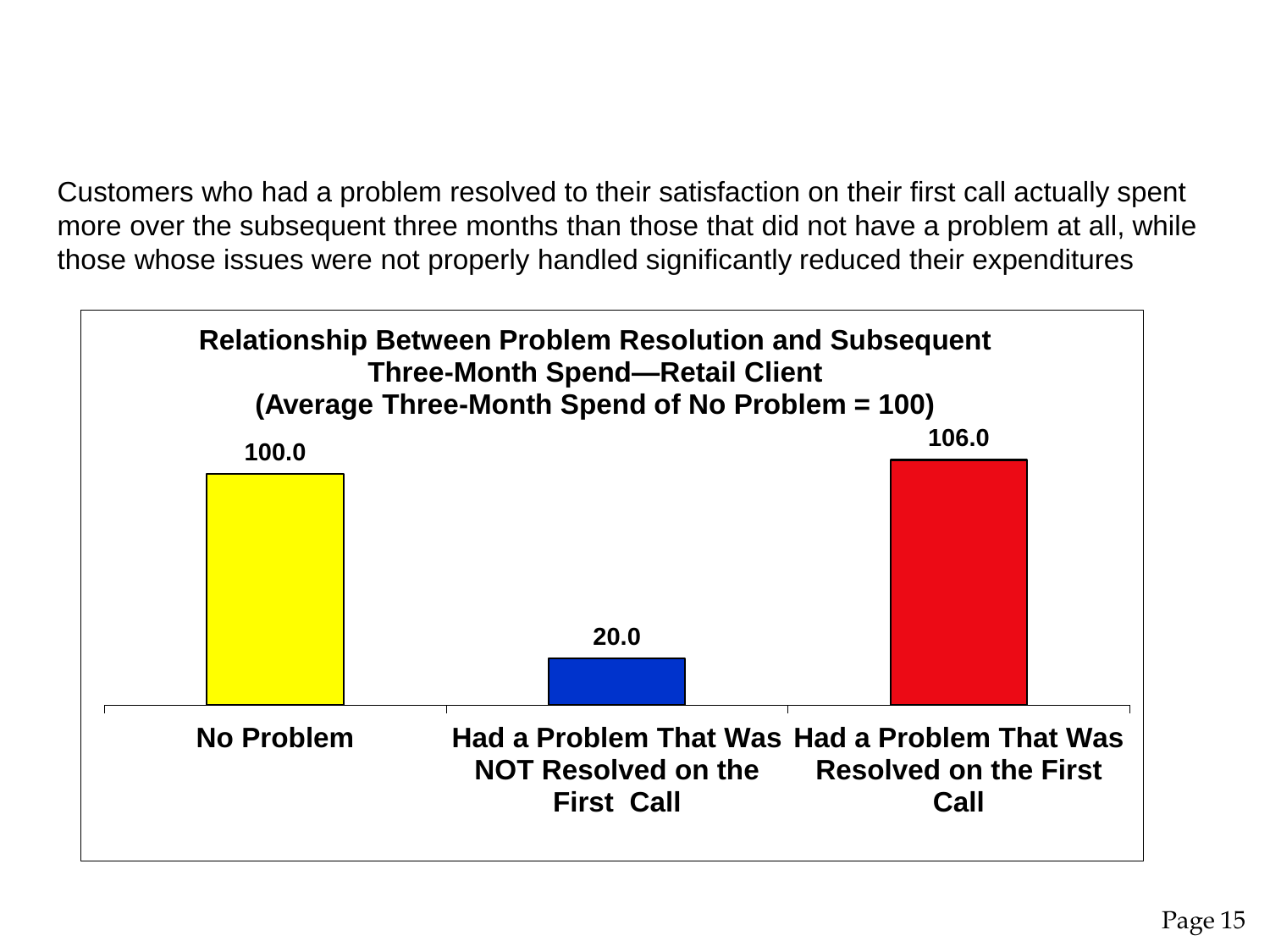Customers who had a problem resolved to their satisfaction on their first call actually spent more over the subsequent three months than those that did not have a problem at all, while those whose issues were not properly handled significantly reduced their expenditures

**Relationship Between Problem Resolution and Subsequent Three-Month Spend—Retail Client (Average Three-Month Spend of No Problem = 100)**

| Category | Value |
|---|---|
| No Problem | 100.0 |
| Had a Problem That Was NOT Resolved on the First Call | 20.0 |
| Had a Problem That Was Resolved on the First Call | 106.0 |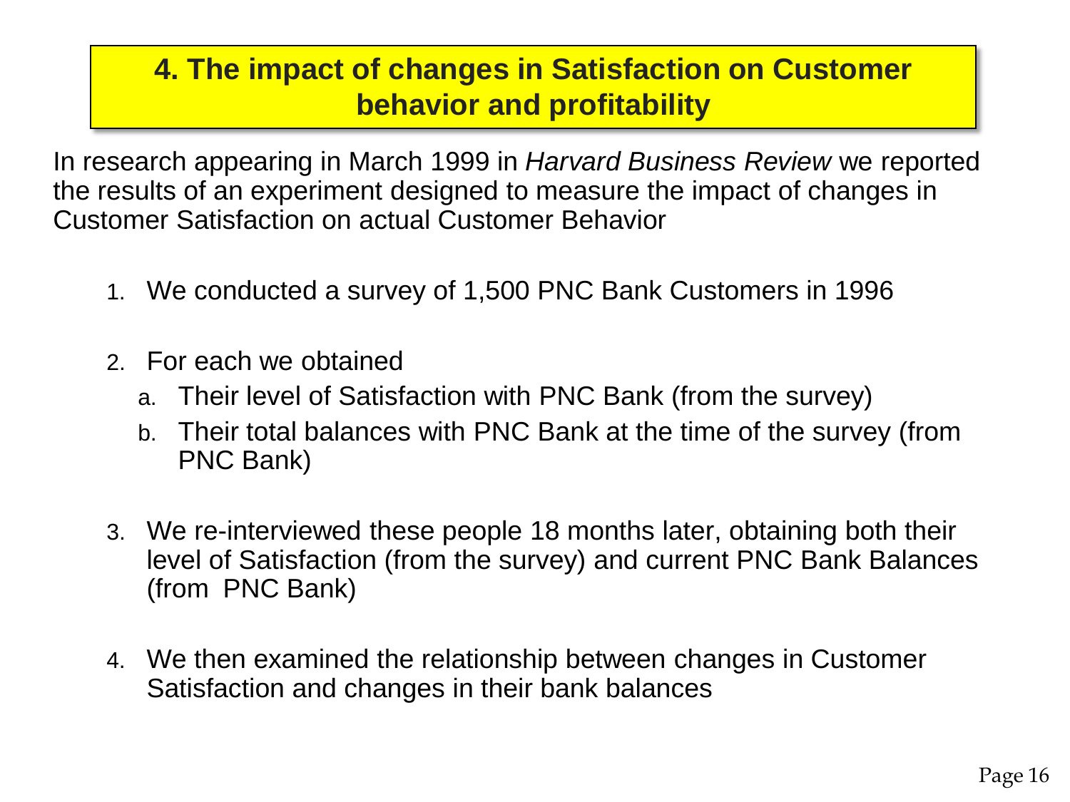## 4. The impact of changes in Satisfaction on Customer behavior and profitability

In research appearing in March 1999 in *Harvard Business Review* we reported the results of an experiment designed to measure the impact of changes in Customer Satisfaction on actual Customer Behavior

1. We conducted a survey of 1,500 PNC Bank Customers in 1996
2. For each we obtained
   a. Their level of Satisfaction with PNC Bank (from the survey)
   b. Their total balances with PNC Bank at the time of the survey (from PNC Bank)
3. We re-interviewed these people 18 months later, obtaining both their level of Satisfaction (from the survey) and current PNC Bank Balances (from PNC Bank)
4. We then examined the relationship between changes in Customer Satisfaction and changes in their bank balances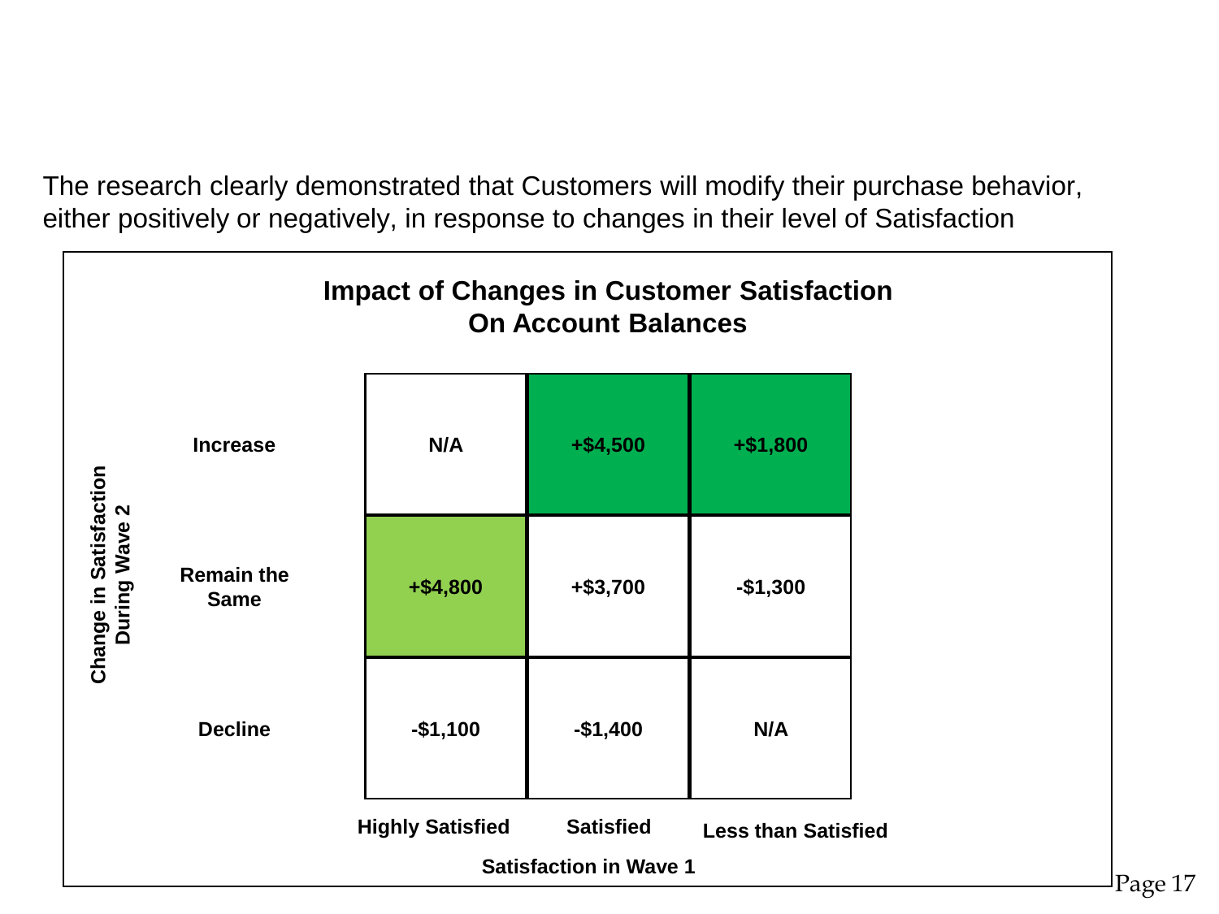The research clearly demonstrated that Customers will modify their purchase behavior, either positively or negatively, in response to changes in their level of Satisfaction

**Impact of Changes in Customer Satisfaction On Account Balances**

| Change in Satisfaction During Wave 2 | Highly Satisfied | Satisfied | Less than Satisfied |
|---|---|---|---|
| Increase | N/A | +$4,500 | +$1,800 |
| Remain the Same | +$4,800 | +$3,700 | -$1,300 |
| Decline | -$1,100 | -$1,400 | N/A |

Satisfaction in Wave 1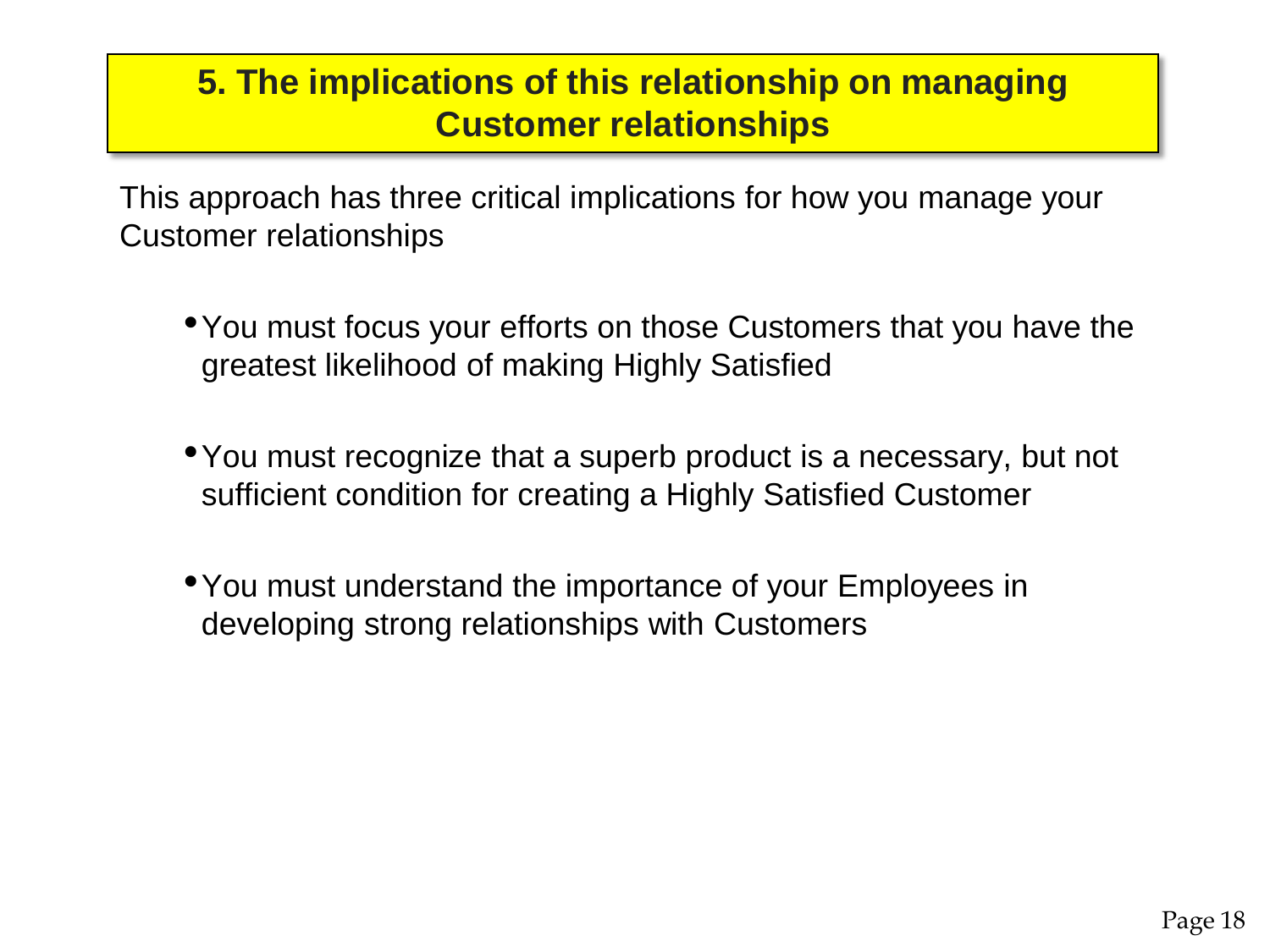## 5. The implications of this relationship on managing Customer relationships

This approach has three critical implications for how you manage your Customer relationships

- You must focus your efforts on those Customers that you have the greatest likelihood of making Highly Satisfied
- You must recognize that a superb product is a necessary, but not sufficient condition for creating a Highly Satisfied Customer
- You must understand the importance of your Employees in developing strong relationships with Customers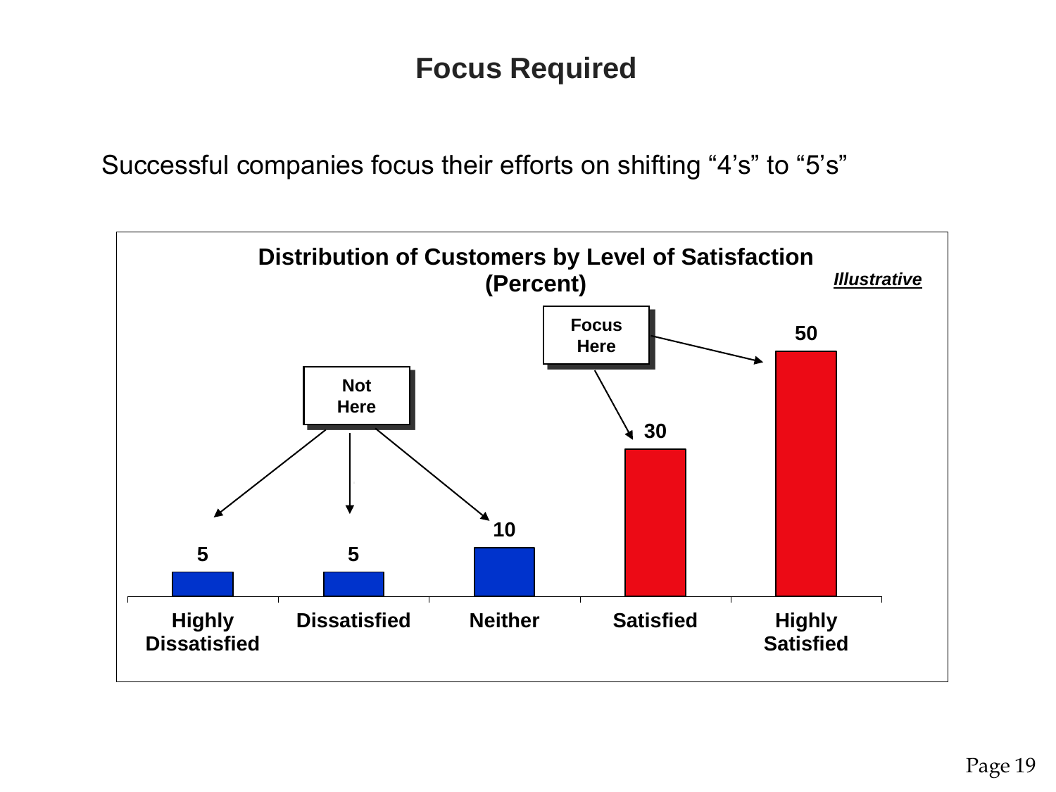# Focus Required

Successful companies focus their efforts on shifting “4’s” to “5’s”

**Distribution of Customers by Level of Satisfaction (Percent)**

***Illustrative***

| Highly Dissatisfied | Dissatisfied | Neither | Satisfied | Highly Satisfied |
| --- | --- | --- | --- | --- |
| 5 | 5 | 10 | 30 | 50 |

**Not Here** (Highly Dissatisfied, Dissatisfied, Neither)

**Focus Here** (Satisfied, Highly Satisfied)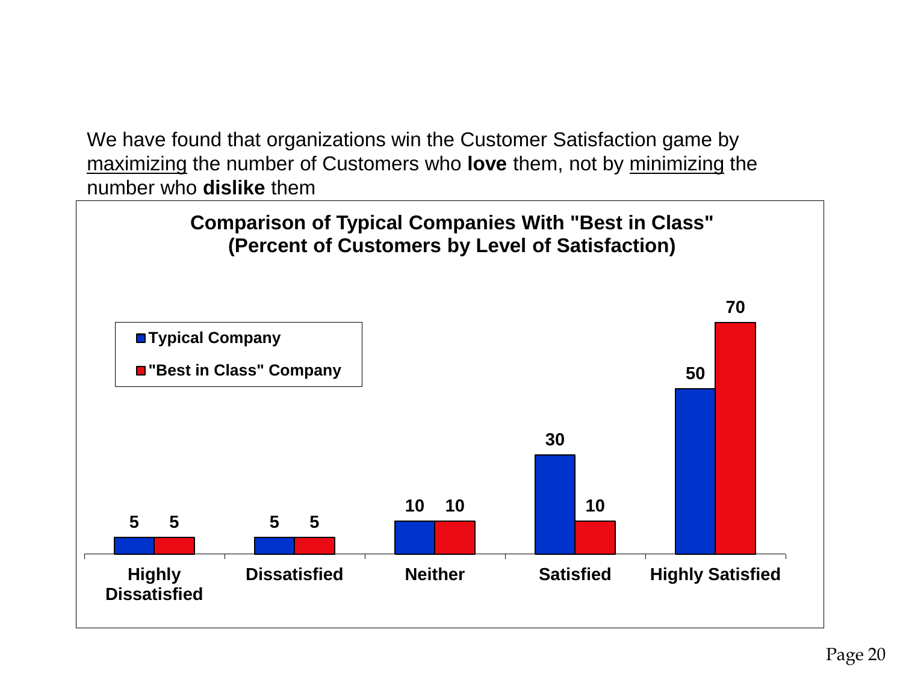We have found that organizations win the Customer Satisfaction game by <u>maximizing</u> the number of Customers who **love** them, not by <u>minimizing</u> the number who **dislike** them

**Comparison of Typical Companies With "Best in Class"**
**(Percent of Customers by Level of Satisfaction)**

| | Typical Company | "Best in Class" Company |
|---|---|---|
| Highly Dissatisfied | 5 | 5 |
| Dissatisfied | 5 | 5 |
| Neither | 10 | 10 |
| Satisfied | 30 | 10 |
| Highly Satisfied | 50 | 70 |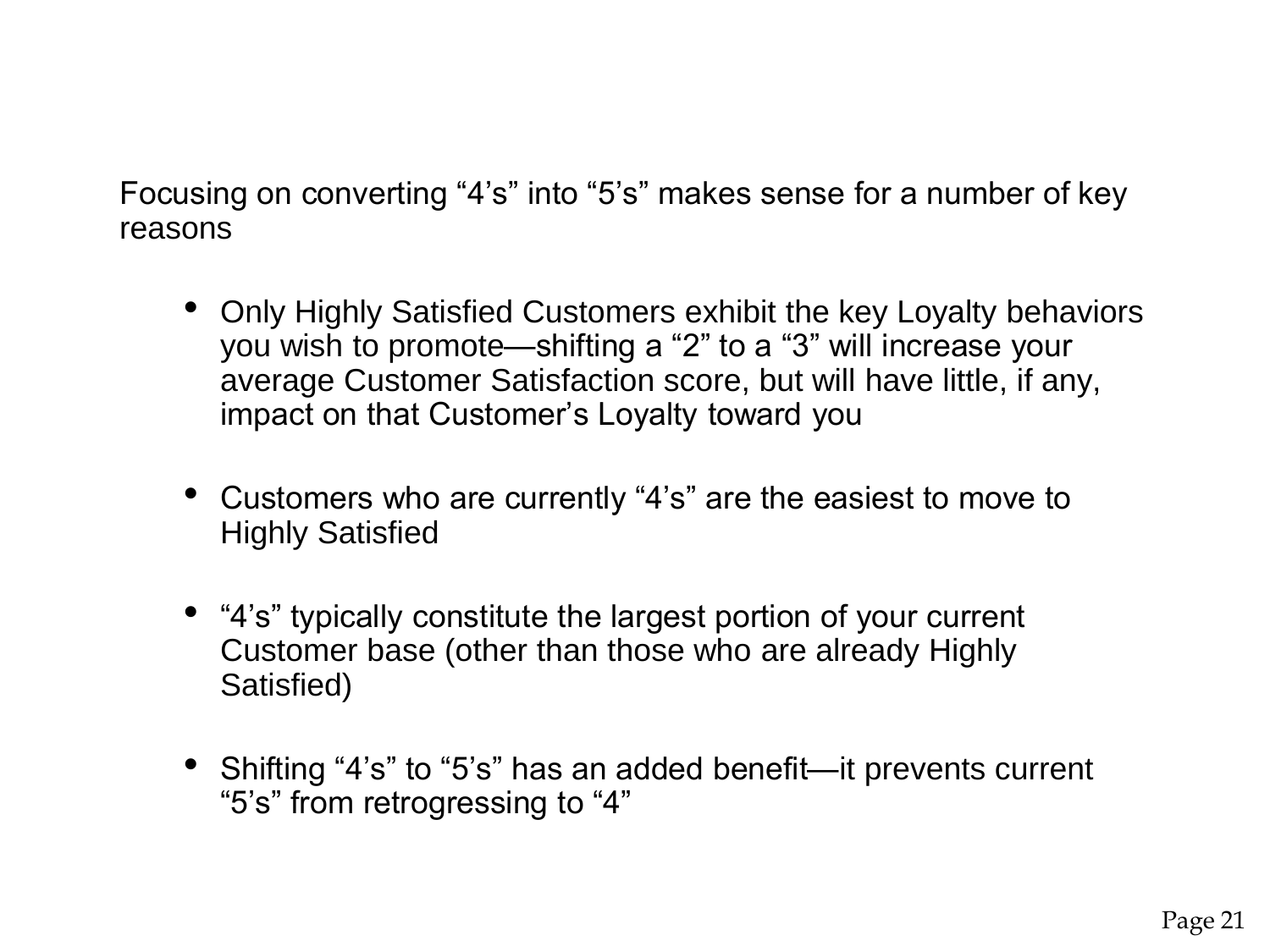Focusing on converting “4’s” into “5’s” makes sense for a number of key reasons

- Only Highly Satisfied Customers exhibit the key Loyalty behaviors you wish to promote—shifting a “2” to a “3” will increase your average Customer Satisfaction score, but will have little, if any, impact on that Customer’s Loyalty toward you
- Customers who are currently “4’s” are the easiest to move to Highly Satisfied
- “4’s” typically constitute the largest portion of your current Customer base (other than those who are already Highly Satisfied)
- Shifting “4’s” to “5’s” has an added benefit—it prevents current “5’s” from retrogressing to “4”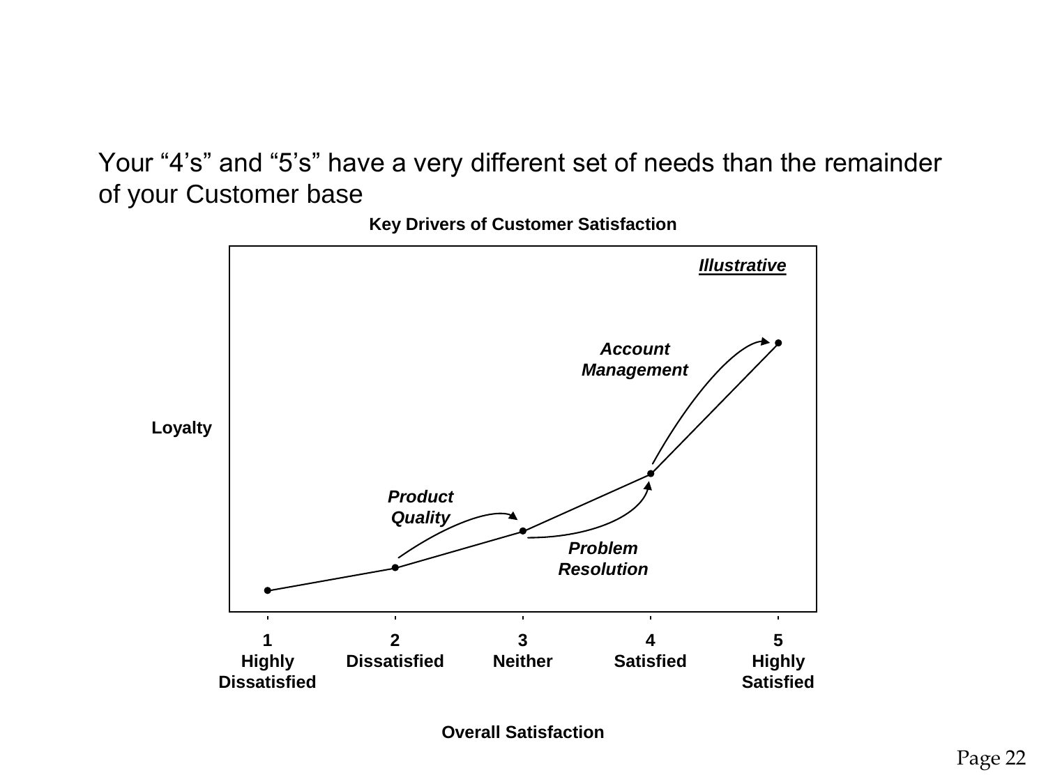Your "4's" and "5's" have a very different set of needs than the remainder of your Customer base

**Key Drivers of Customer Satisfaction**

***Illustrative***

*Account Management*

*Product Quality*

*Problem Resolution*

**Loyalty**

**1 Highly Dissatisfied** | **2 Dissatisfied** | **3 Neither** | **4 Satisfied** | **5 Highly Satisfied**

**Overall Satisfaction**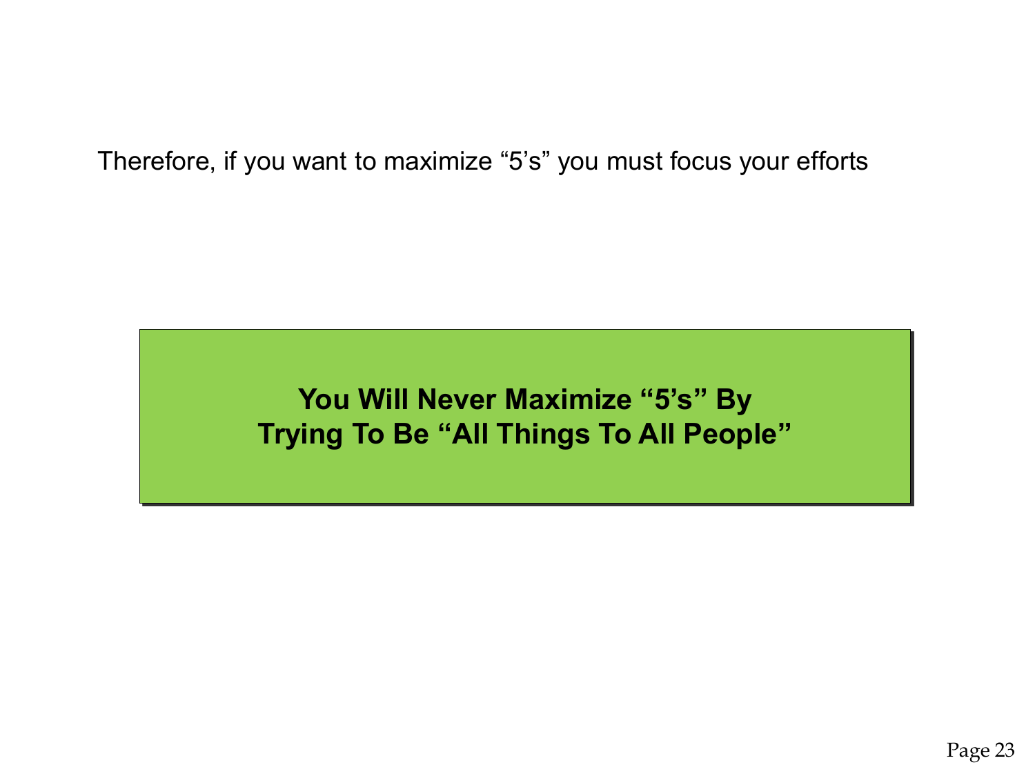Therefore, if you want to maximize “5’s” you must focus your efforts

**You Will Never Maximize “5’s” By Trying To Be “All Things To All People”**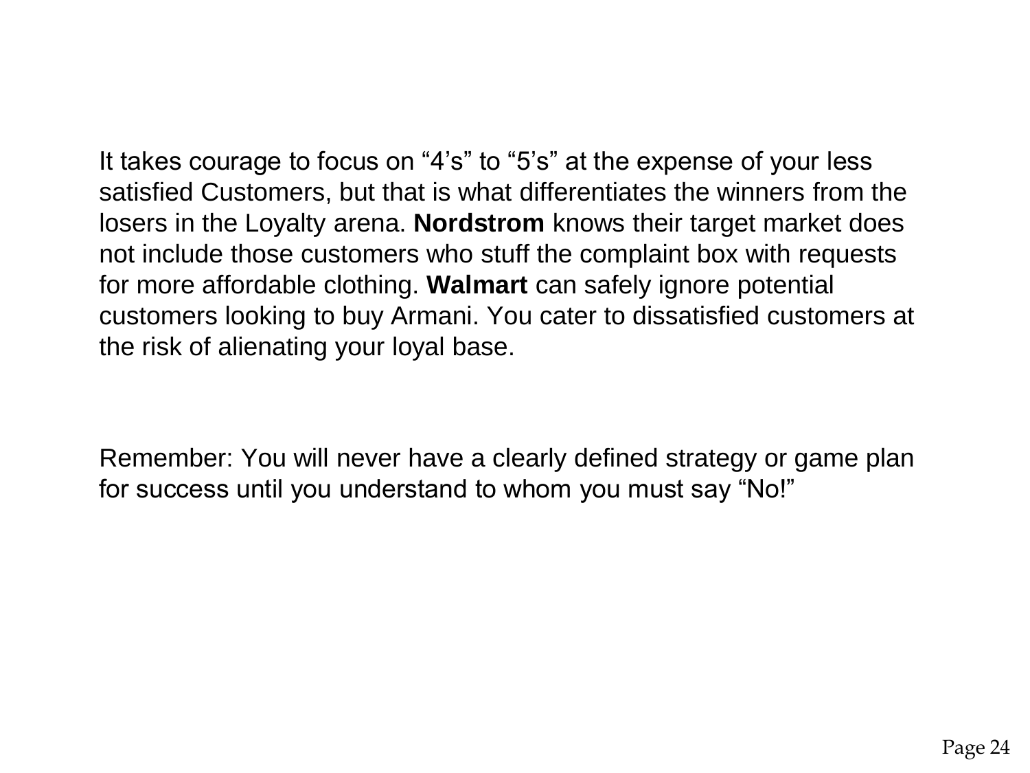It takes courage to focus on “4’s” to “5’s” at the expense of your less satisfied Customers, but that is what differentiates the winners from the losers in the Loyalty arena. **Nordstrom** knows their target market does not include those customers who stuff the complaint box with requests for more affordable clothing. **Walmart** can safely ignore potential customers looking to buy Armani. You cater to dissatisfied customers at the risk of alienating your loyal base.

Remember: You will never have a clearly defined strategy or game plan for success until you understand to whom you must say “No!”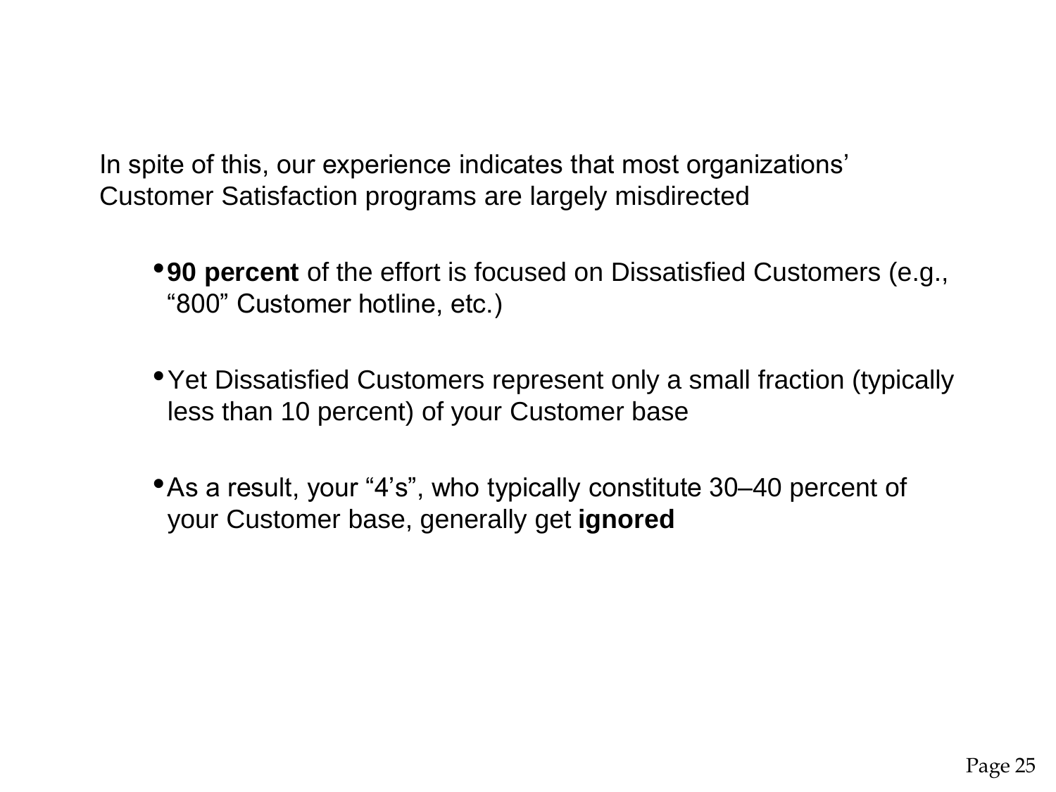In spite of this, our experience indicates that most organizations' Customer Satisfaction programs are largely misdirected

- **90 percent** of the effort is focused on Dissatisfied Customers (e.g., "800" Customer hotline, etc.)
- Yet Dissatisfied Customers represent only a small fraction (typically less than 10 percent) of your Customer base
- As a result, your "4's", who typically constitute 30–40 percent of your Customer base, generally get **ignored**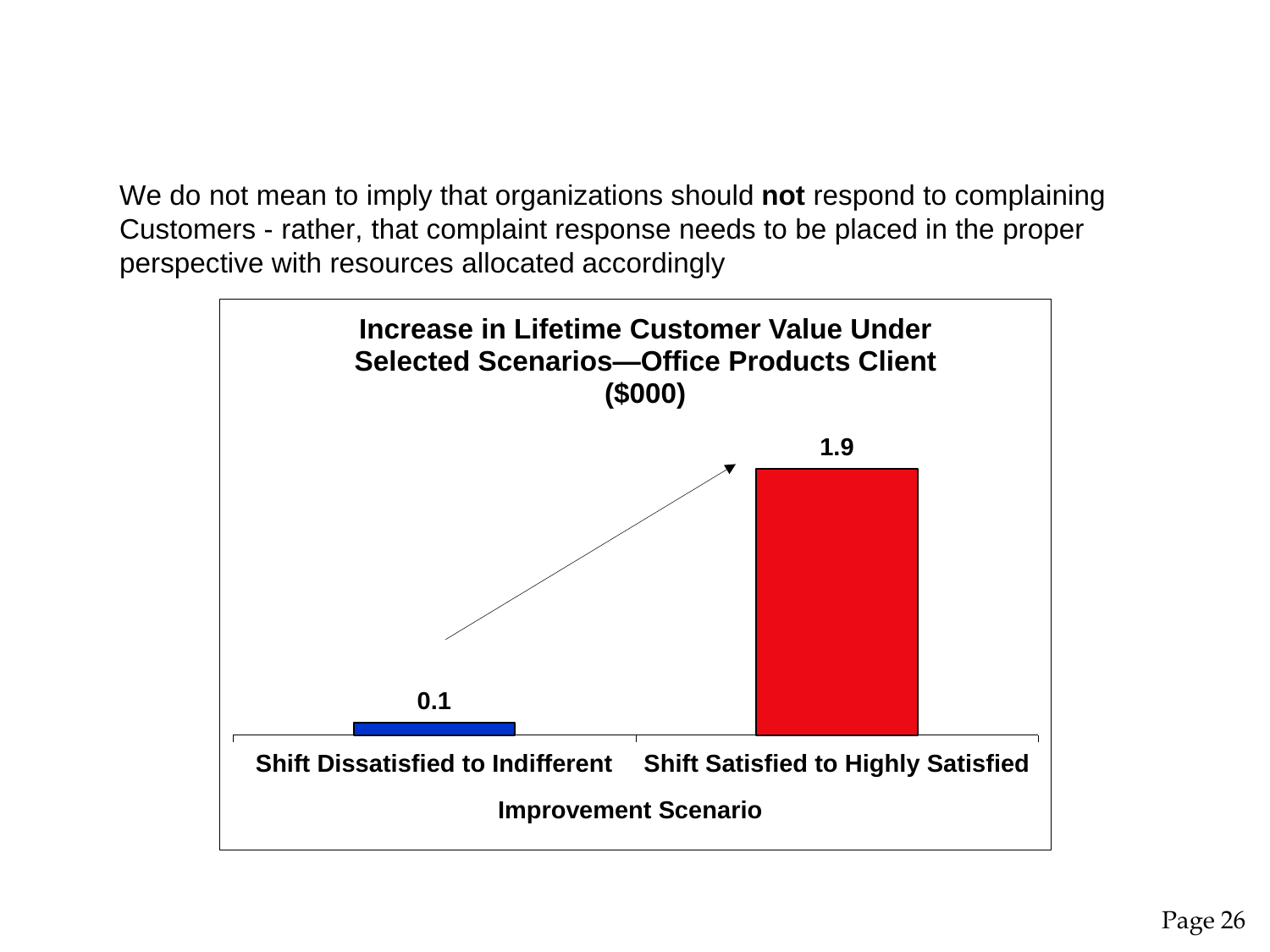We do not mean to imply that organizations should **not** respond to complaining Customers - rather, that complaint response needs to be placed in the proper perspective with resources allocated accordingly

**Increase in Lifetime Customer Value Under Selected Scenarios—Office Products Client ($000)**

| Improvement Scenario | Increase ($000) |
|---|---|
| Shift Dissatisfied to Indifferent | 0.1 |
| Shift Satisfied to Highly Satisfied | 1.9 |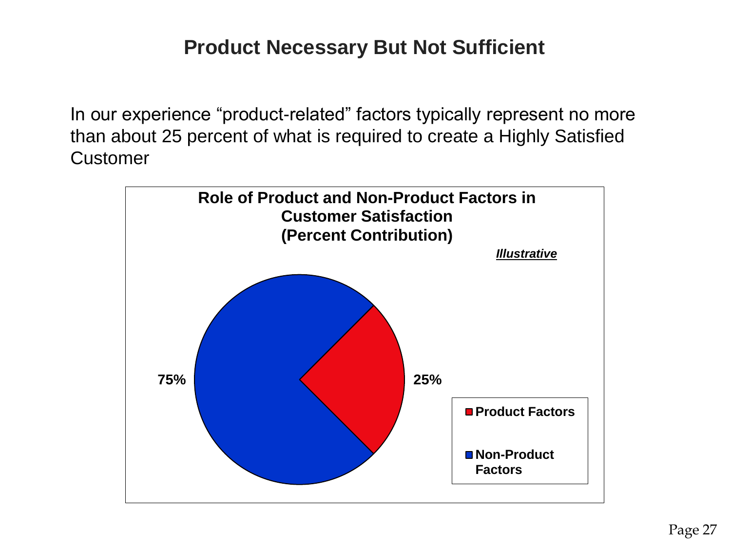# Product Necessary But Not Sufficient

In our experience "product-related" factors typically represent no more than about 25 percent of what is required to create a Highly Satisfied Customer

**Role of Product and Non-Product Factors in Customer Satisfaction (Percent Contribution)**

***Illustrative***

| Factor | Percent Contribution |
| --- | --- |
| Product Factors | 25% |
| Non-Product Factors | 75% |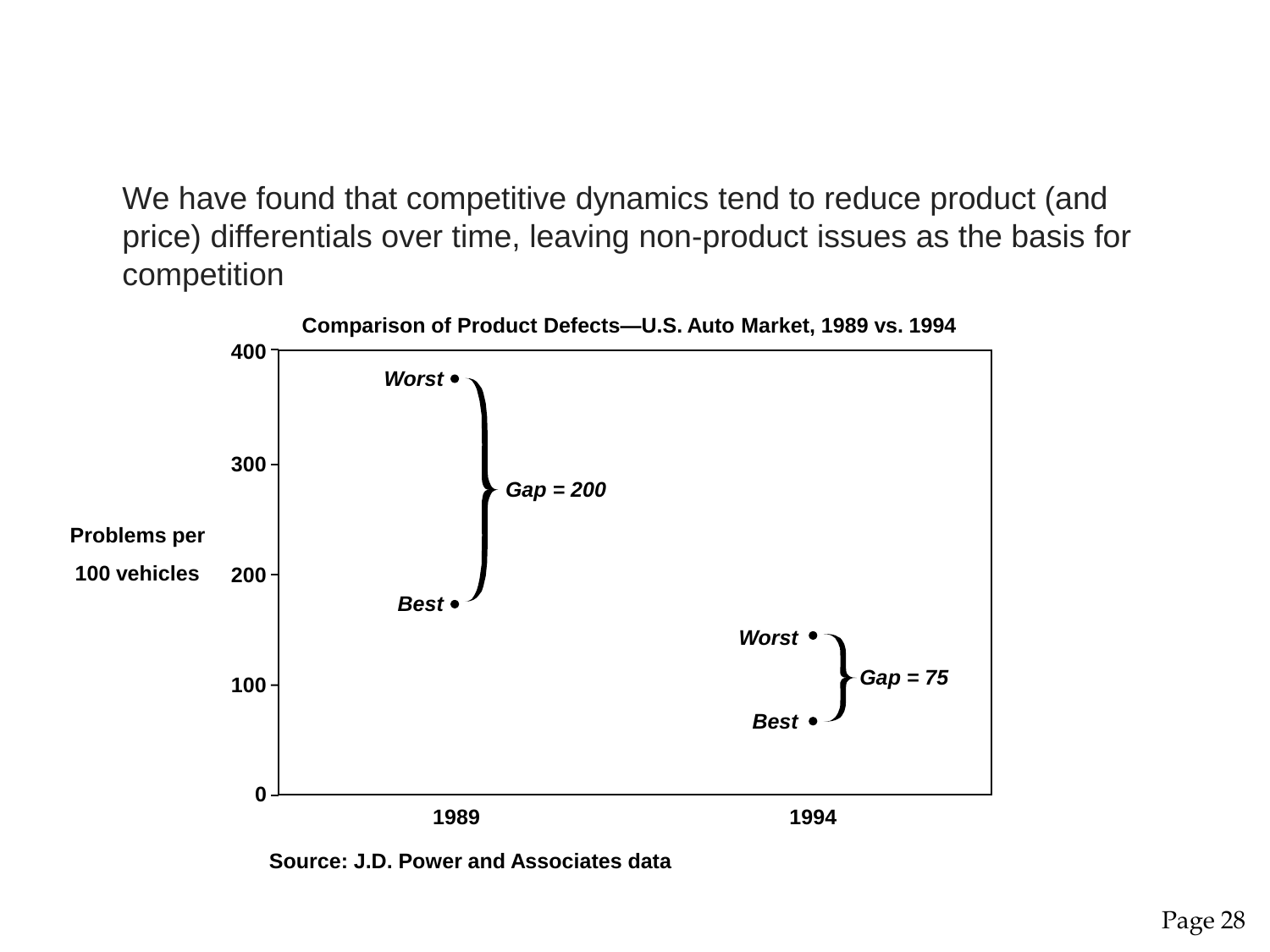We have found that competitive dynamics tend to reduce product (and price) differentials over time, leaving non-product issues as the basis for competition

**Comparison of Product Defects—U.S. Auto Market, 1989 vs. 1994**

Problems per 100 vehicles

400

300

200

100

0

*Worst*

*Gap = 200*

*Best*

*Worst*

*Gap = 75*

*Best*

1989

1994

Source: J.D. Power and Associates data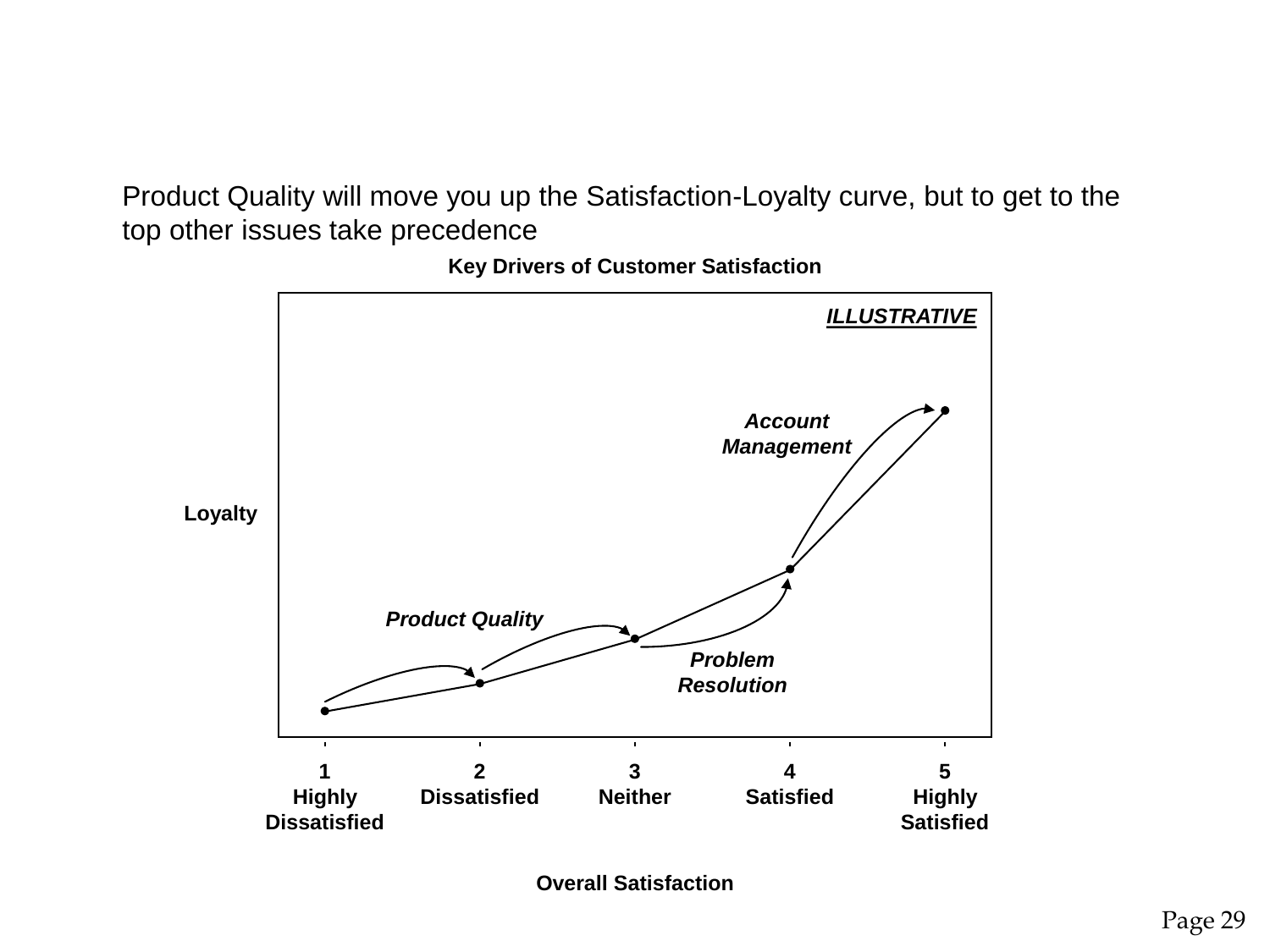Product Quality will move you up the Satisfaction-Loyalty curve, but to get to the top other issues take precedence

**Key Drivers of Customer Satisfaction**

***ILLUSTRATIVE***

***Account Management***

**Loyalty**

***Product Quality***

***Problem Resolution***

**1 Highly Dissatisfied** | **2 Dissatisfied** | **3 Neither** | **4 Satisfied** | **5 Highly Satisfied**

**Overall Satisfaction**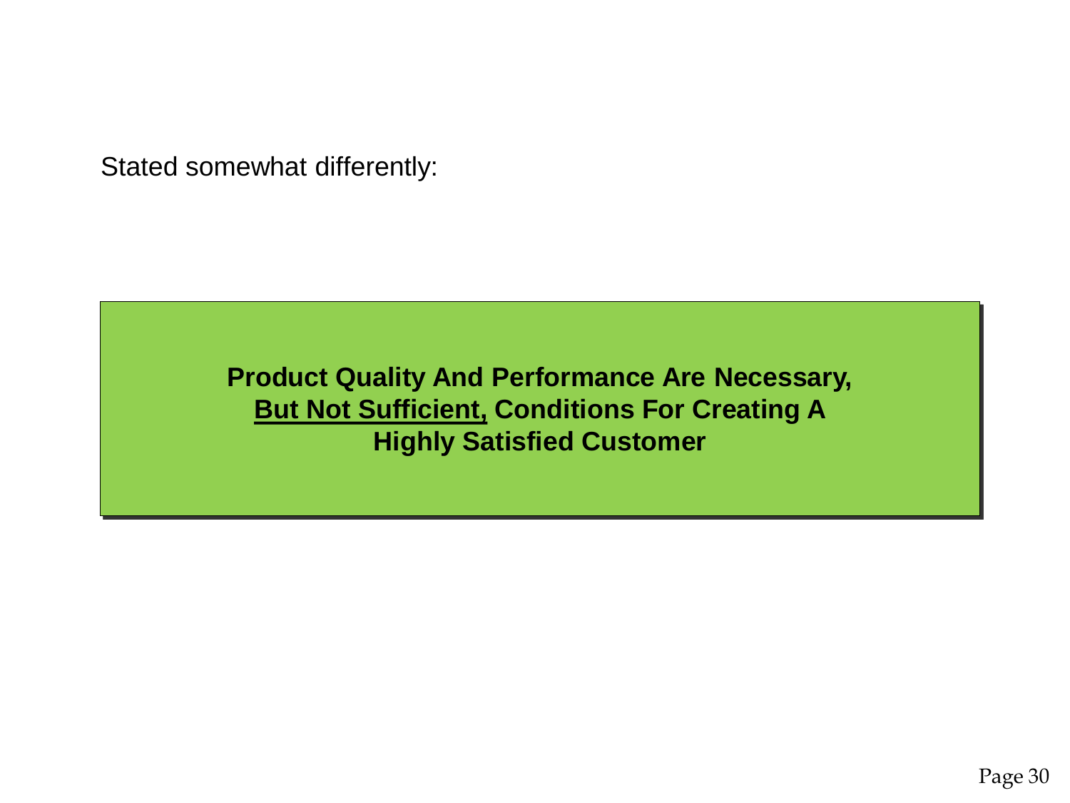Stated somewhat differently:

**Product Quality And Performance Are Necessary, <u>But Not Sufficient,</u> Conditions For Creating A Highly Satisfied Customer**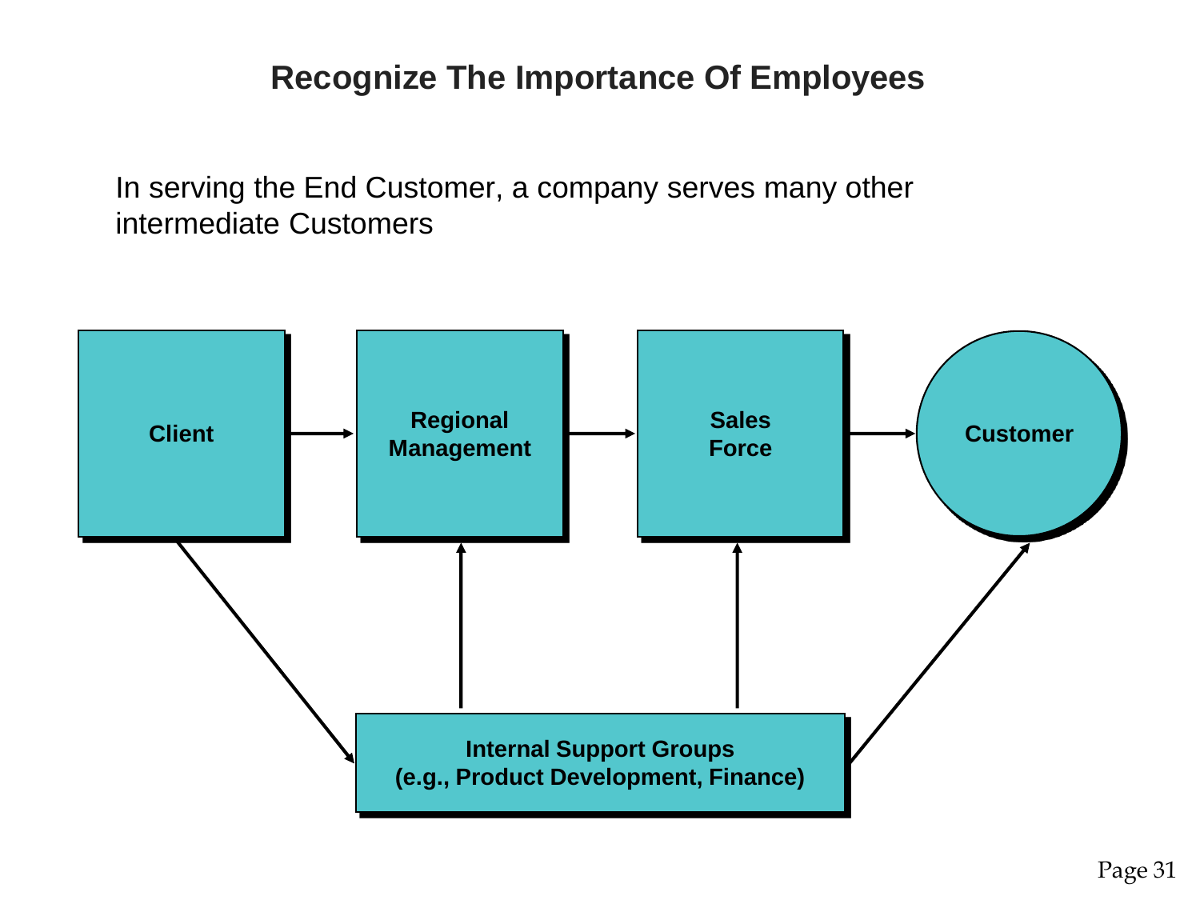# Recognize The Importance Of Employees

In serving the End Customer, a company serves many other intermediate Customers

**Client** → **Regional Management** → **Sales Force** → **Customer**

**Internal Support Groups (e.g., Product Development, Finance)**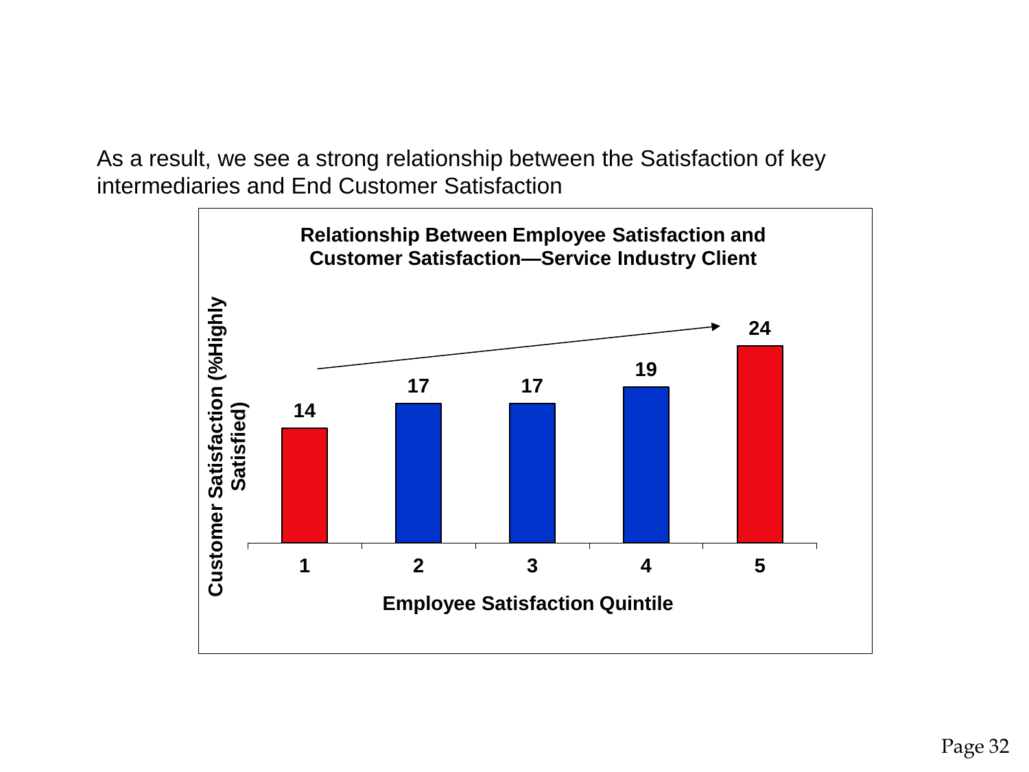As a result, we see a strong relationship between the Satisfaction of key intermediaries and End Customer Satisfaction

**Relationship Between Employee Satisfaction and Customer Satisfaction—Service Industry Client**

| Employee Satisfaction Quintile | Customer Satisfaction (%Highly Satisfied) |
| --- | --- |
| 1 | 14 |
| 2 | 17 |
| 3 | 17 |
| 4 | 19 |
| 5 | 24 |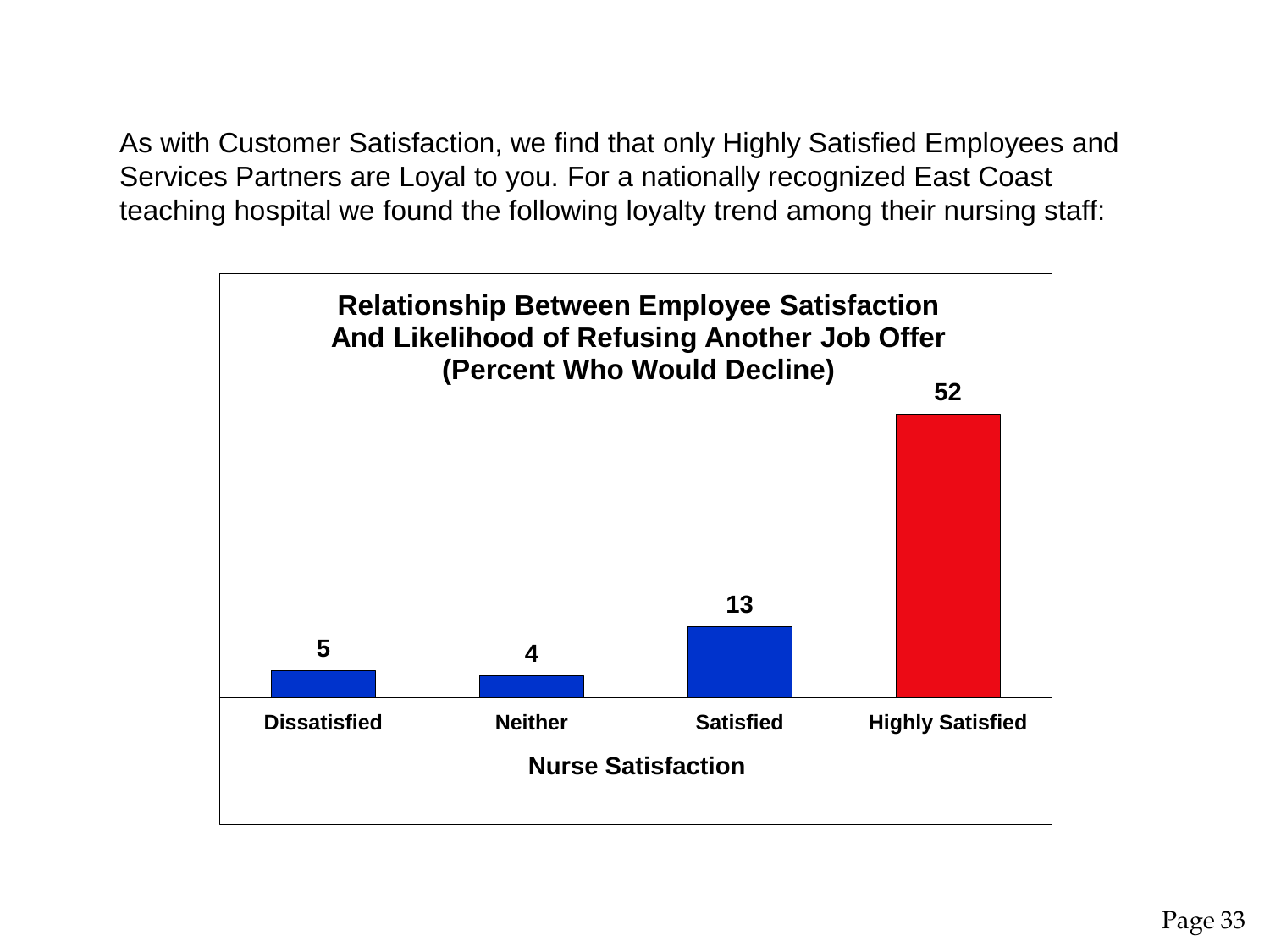As with Customer Satisfaction, we find that only Highly Satisfied Employees and Services Partners are Loyal to you. For a nationally recognized East Coast teaching hospital we found the following loyalty trend among their nursing staff:

**Relationship Between Employee Satisfaction And Likelihood of Refusing Another Job Offer (Percent Who Would Decline)**

| Nurse Satisfaction | Percent Who Would Decline |
|---|---|
| Dissatisfied | 5 |
| Neither | 4 |
| Satisfied | 13 |
| Highly Satisfied | 52 |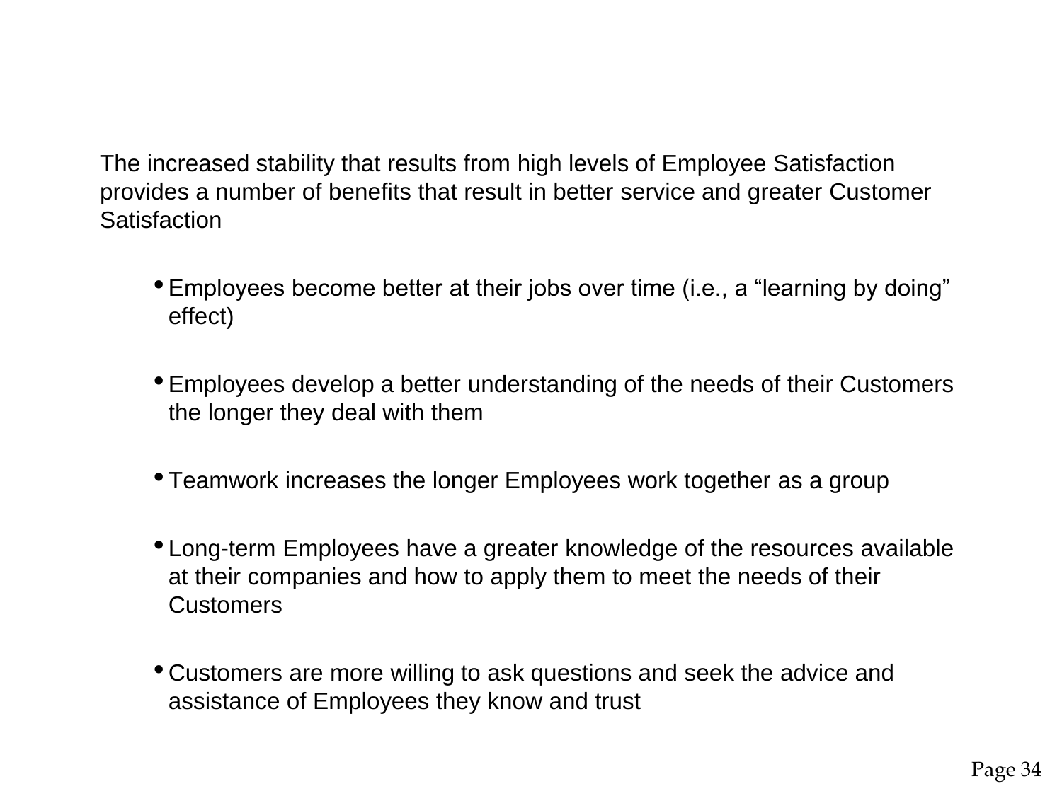The increased stability that results from high levels of Employee Satisfaction provides a number of benefits that result in better service and greater Customer Satisfaction

- Employees become better at their jobs over time (i.e., a "learning by doing" effect)
- Employees develop a better understanding of the needs of their Customers the longer they deal with them
- Teamwork increases the longer Employees work together as a group
- Long-term Employees have a greater knowledge of the resources available at their companies and how to apply them to meet the needs of their Customers
- Customers are more willing to ask questions and seek the advice and assistance of Employees they know and trust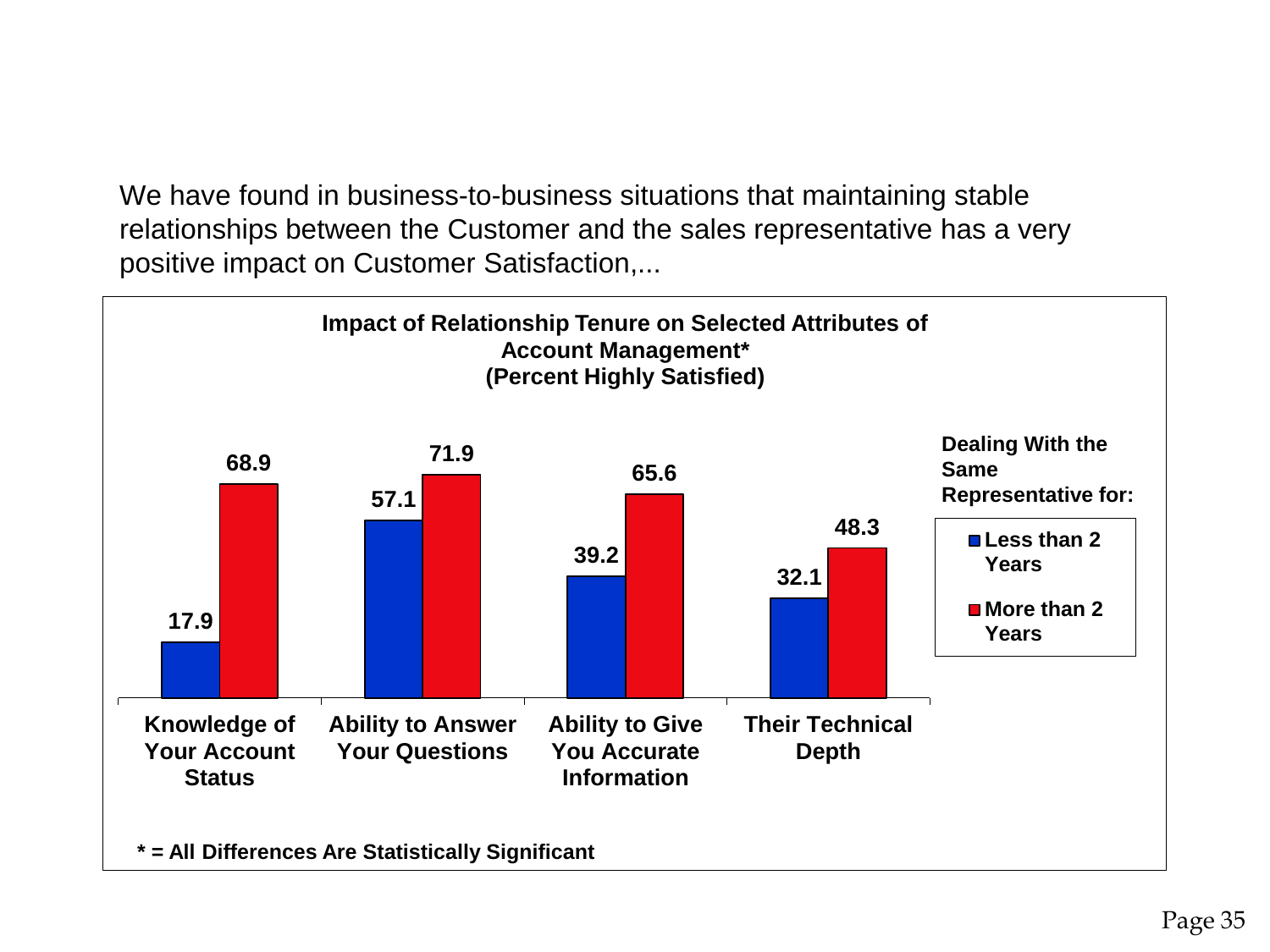We have found in business-to-business situations that maintaining stable relationships between the Customer and the sales representative has a very positive impact on Customer Satisfaction,...

**Impact of Relationship Tenure on Selected Attributes of Account Management***
**(Percent Highly Satisfied)**

| Dealing With the Same Representative for: | Knowledge of Your Account Status | Ability to Answer Your Questions | Ability to Give You Accurate Information | Their Technical Depth |
|---|---|---|---|---|
| Less than 2 Years | 17.9 | 57.1 | 39.2 | 32.1 |
| More than 2 Years | 68.9 | 71.9 | 65.6 | 48.3 |

**\* = All Differences Are Statistically Significant**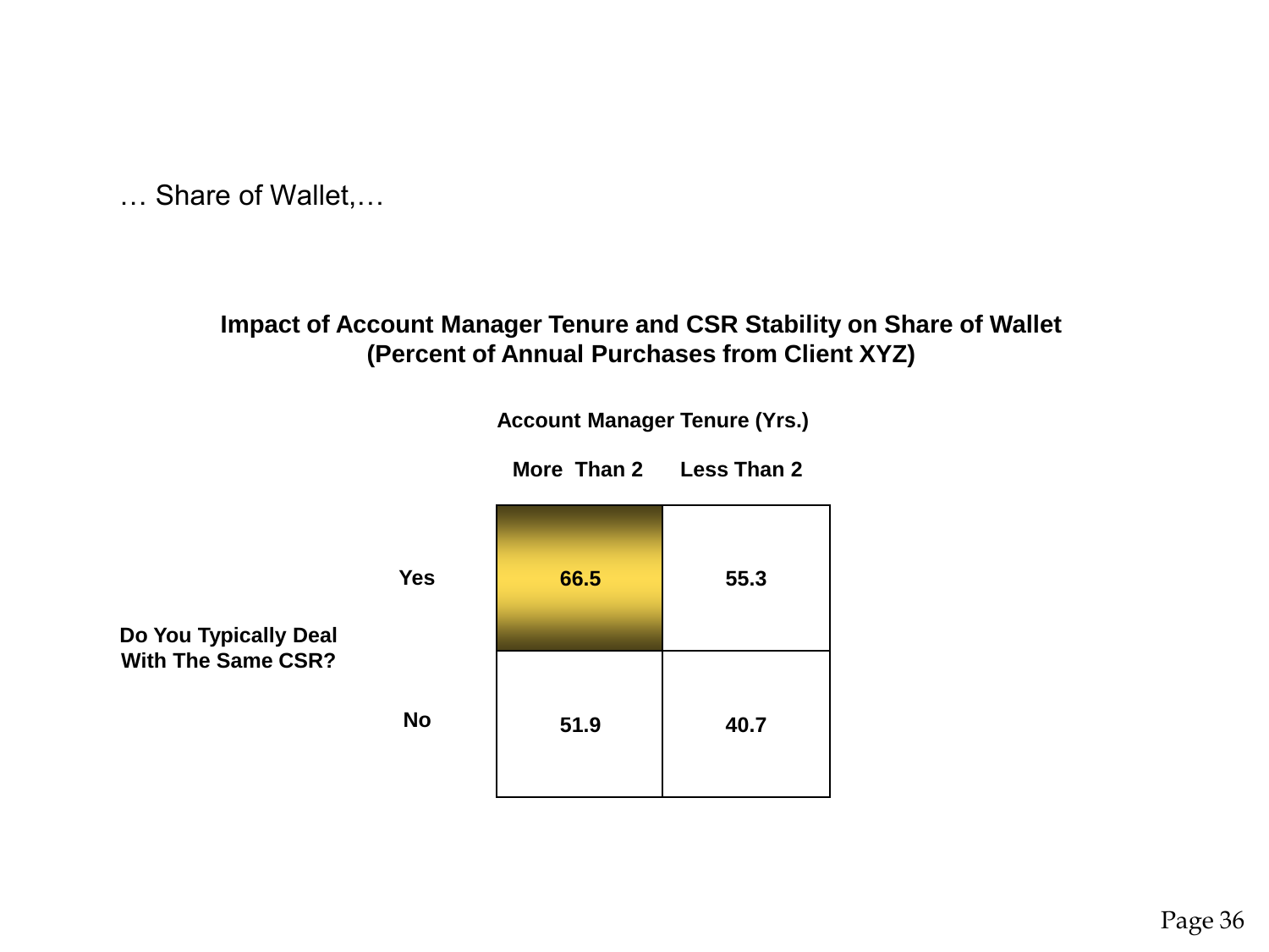… Share of Wallet,…

**Impact of Account Manager Tenure and CSR Stability on Share of Wallet**
**(Percent of Annual Purchases from Client XYZ)**

| Do You Typically Deal With The Same CSR? | Account Manager Tenure (Yrs.): More Than 2 | Account Manager Tenure (Yrs.): Less Than 2 |
|---|---|---|
| Yes | **66.5** | 55.3 |
| No | 51.9 | 40.7 |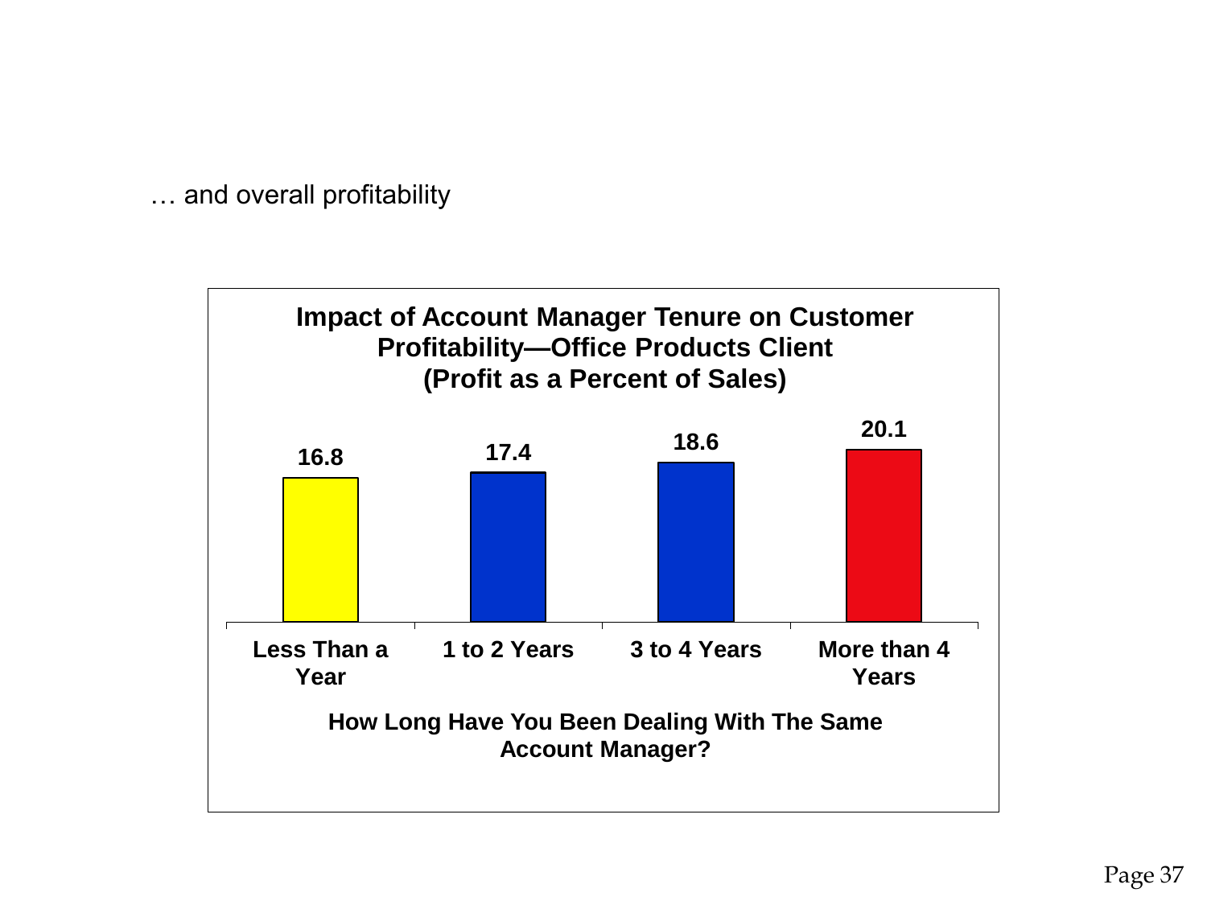… and overall profitability

**Impact of Account Manager Tenure on Customer Profitability—Office Products Client (Profit as a Percent of Sales)**

| How Long Have You Been Dealing With The Same Account Manager? | Profit as a Percent of Sales |
|---|---|
| Less Than a Year | 16.8 |
| 1 to 2 Years | 17.4 |
| 3 to 4 Years | 18.6 |
| More than 4 Years | 20.1 |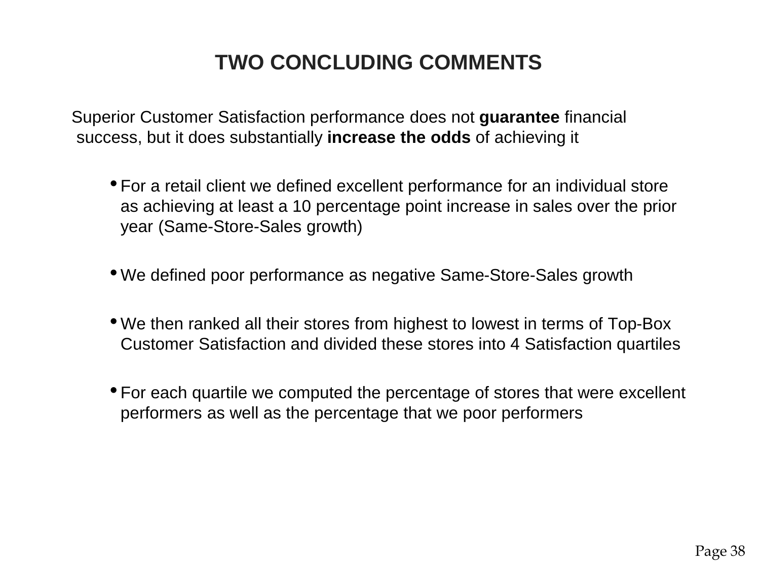# TWO CONCLUDING COMMENTS

Superior Customer Satisfaction performance does not **guarantee** financial success, but it does substantially **increase the odds** of achieving it

- For a retail client we defined excellent performance for an individual store as achieving at least a 10 percentage point increase in sales over the prior year (Same-Store-Sales growth)
- We defined poor performance as negative Same-Store-Sales growth
- We then ranked all their stores from highest to lowest in terms of Top-Box Customer Satisfaction and divided these stores into 4 Satisfaction quartiles
- For each quartile we computed the percentage of stores that were excellent performers as well as the percentage that we poor performers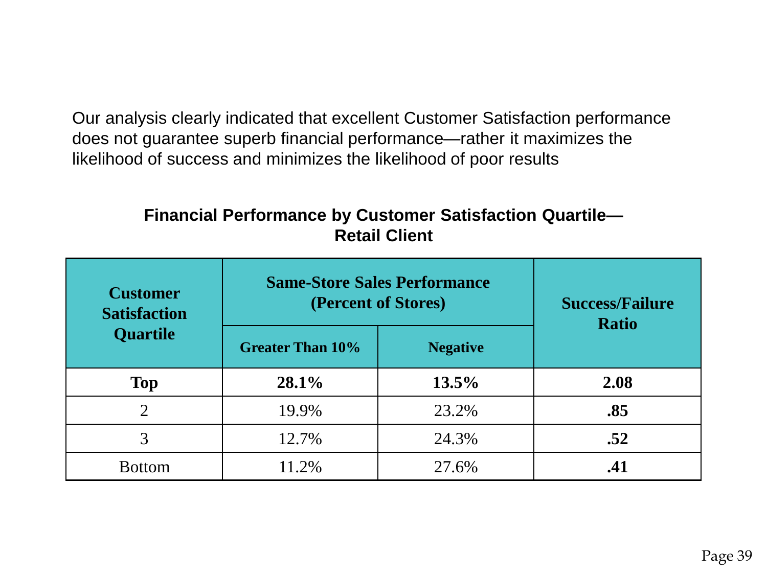Our analysis clearly indicated that excellent Customer Satisfaction performance does not guarantee superb financial performance—rather it maximizes the likelihood of success and minimizes the likelihood of poor results

**Financial Performance by Customer Satisfaction Quartile—Retail Client**

| Customer Satisfaction Quartile | Same-Store Sales Performance (Percent of Stores) | | Success/Failure Ratio |
|---|---|---|---|
| | Greater Than 10% | Negative | |
| **Top** | **28.1%** | **13.5%** | **2.08** |
| 2 | 19.9% | 23.2% | **.85** |
| 3 | 12.7% | 24.3% | **.52** |
| Bottom | 11.2% | 27.6% | **.41** |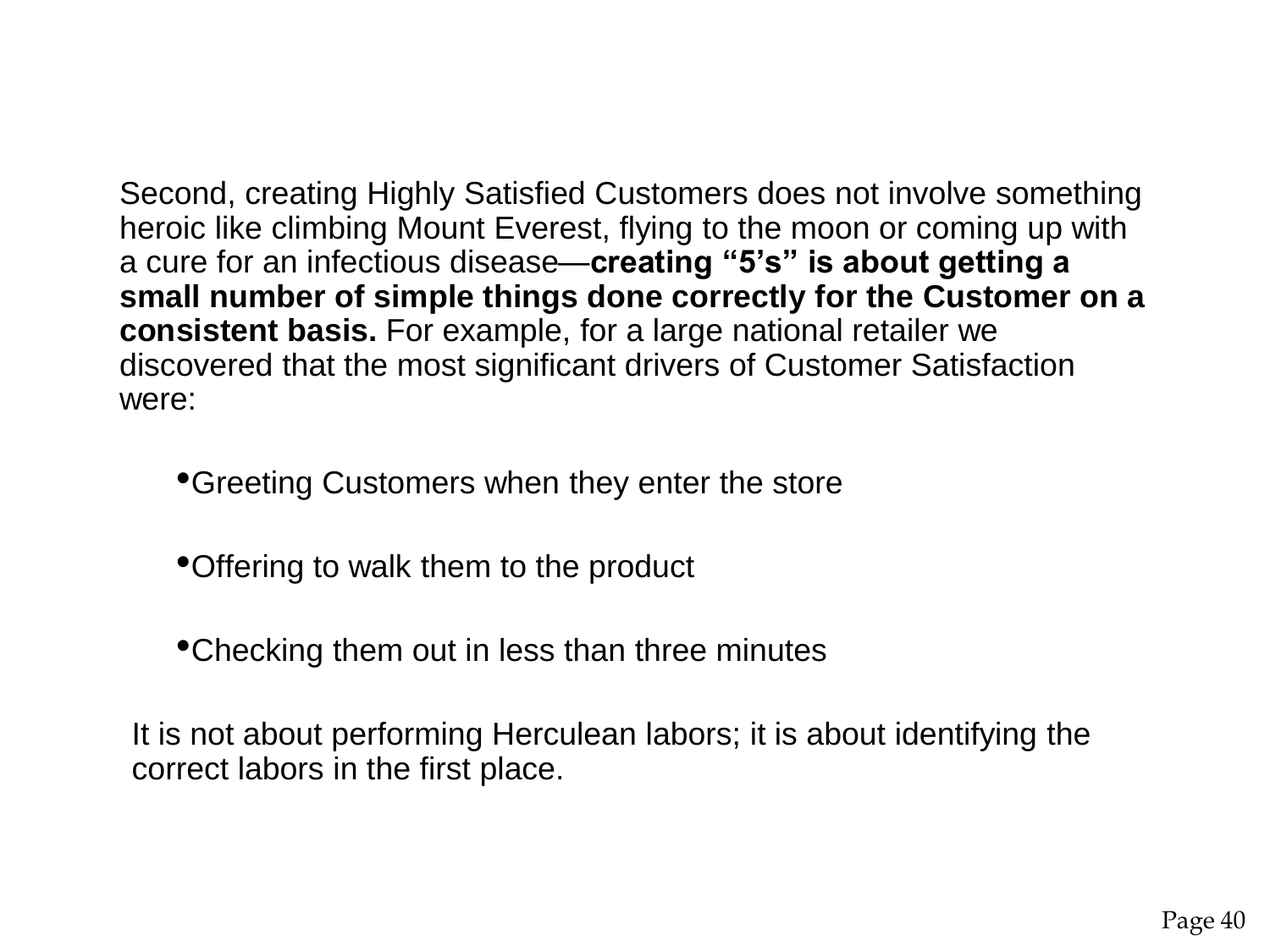Second, creating Highly Satisfied Customers does not involve something heroic like climbing Mount Everest, flying to the moon or coming up with a cure for an infectious disease—**creating “5’s” is about getting a small number of simple things done correctly for the Customer on a consistent basis.** For example, for a large national retailer we discovered that the most significant drivers of Customer Satisfaction were:

- Greeting Customers when they enter the store
- Offering to walk them to the product
- Checking them out in less than three minutes

It is not about performing Herculean labors; it is about identifying the correct labors in the first place.